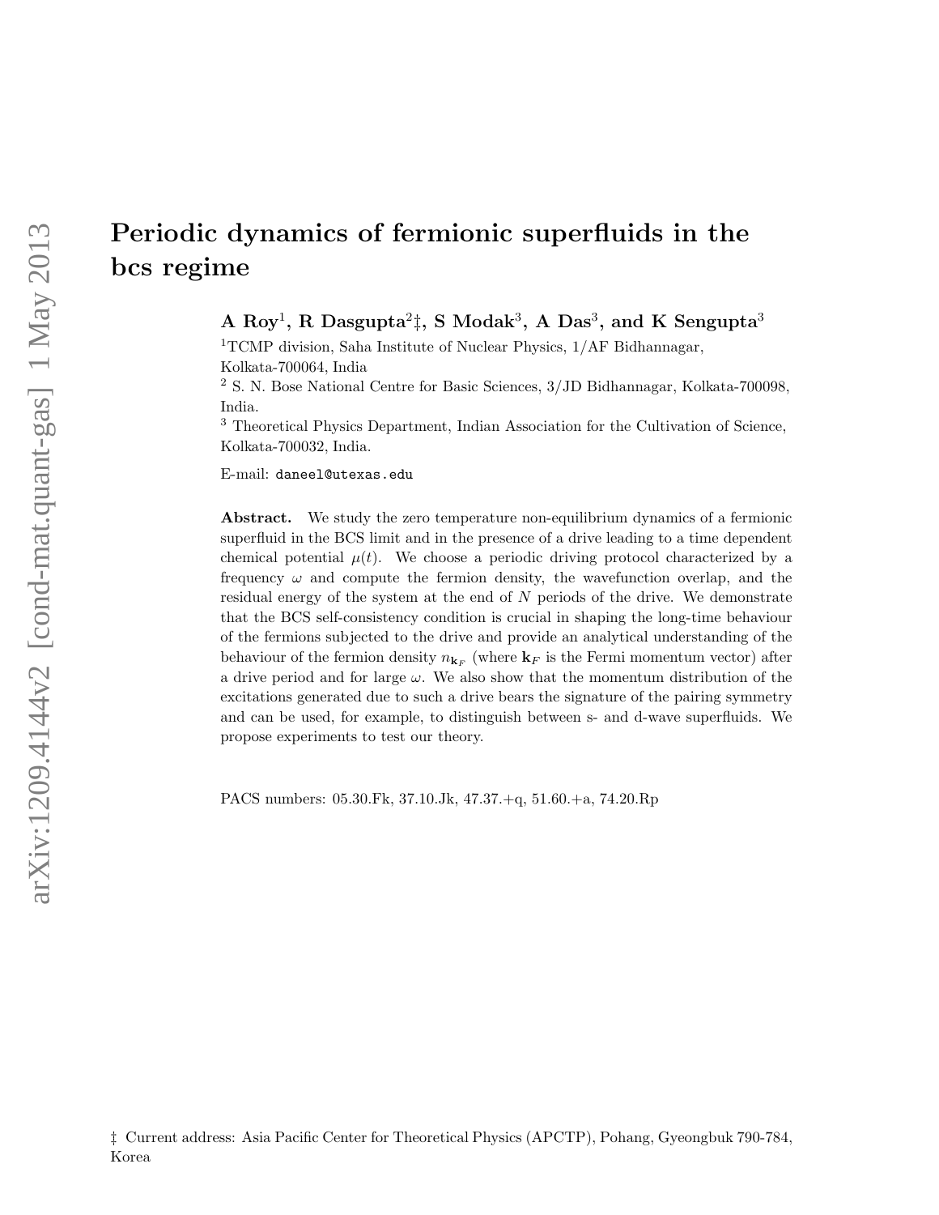# Periodic dynamics of fermionic superfluids in the bcs regime

**A Roy[1], R Dasgupta[2]‡, S Modak[3], A Das[3], and K Sengupta[3]**

[1]TCMP division, Saha Institute of Nuclear Physics, 1/AF Bidhannagar, Kolkata-700064, India

[2] S. N. Bose National Centre for Basic Sciences, 3/JD Bidhannagar, Kolkata-700098, India.

[3] Theoretical Physics Department, Indian Association for the Cultivation of Science, Kolkata-700032, India.

E-mail: daneel@utexas.edu

**Abstract.** We study the zero temperature non-equilibrium dynamics of a fermionic superfluid in the BCS limit and in the presence of a drive leading to a time dependent chemical potential $\mu(t)$. We choose a periodic driving protocol characterized by a frequency $\omega$ and compute the fermion density, the wavefunction overlap, and the residual energy of the system at the end of $N$ periods of the drive. We demonstrate that the BCS self-consistency condition is crucial in shaping the long-time behaviour of the fermions subjected to the drive and provide an analytical understanding of the behaviour of the fermion density $n_{\mathbf{k}_F}$ (where $\mathbf{k}_F$ is the Fermi momentum vector) after a drive period and for large $\omega$. We also show that the momentum distribution of the excitations generated due to such a drive bears the signature of the pairing symmetry and can be used, for example, to distinguish between s- and d-wave superfluids. We propose experiments to test our theory.

PACS numbers: 05.30.Fk, 37.10.Jk, 47.37.+q, 51.60.+a, 74.20.Rp

‡ Current address: Asia Pacific Center for Theoretical Physics (APCTP), Pohang, Gyeongbuk 790-784, Korea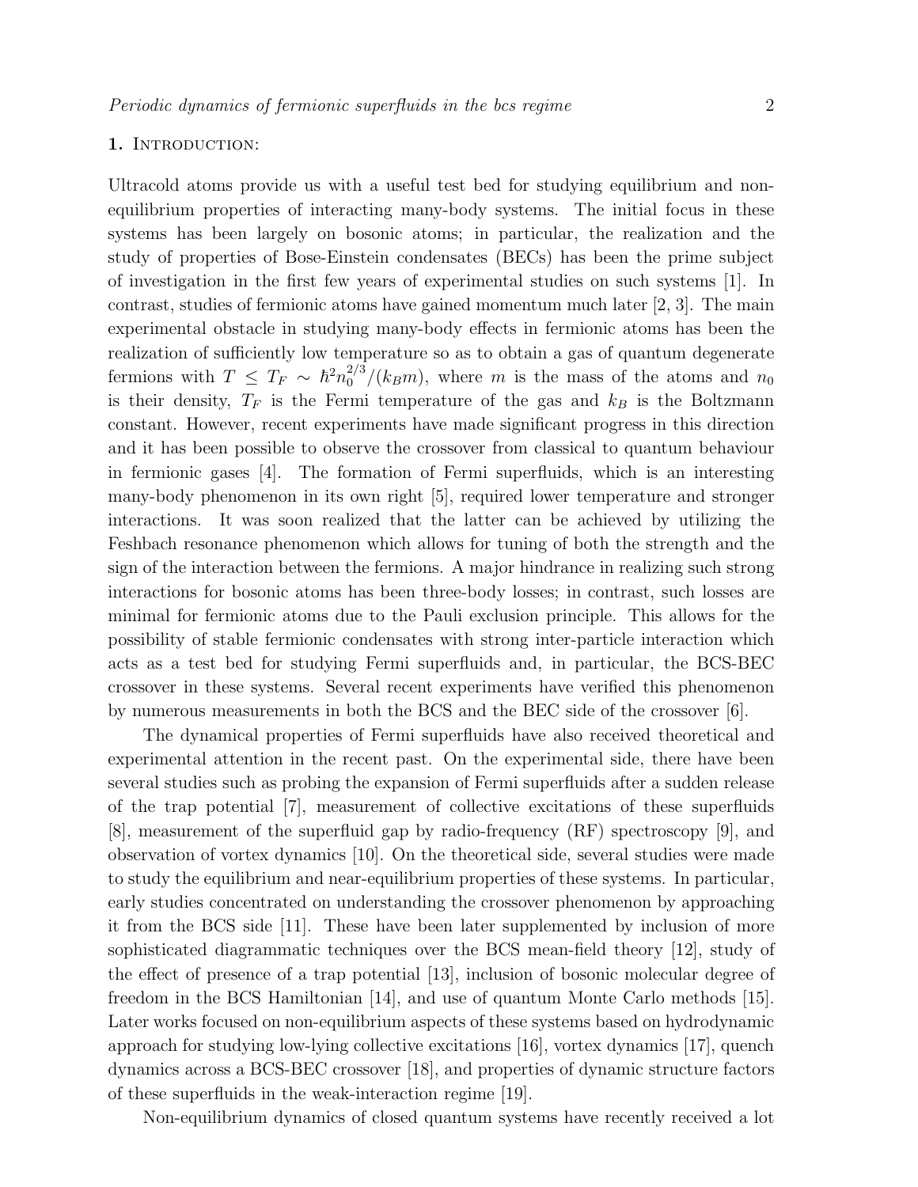## 1. Introduction:

Ultracold atoms provide us with a useful test bed for studying equilibrium and non-equilibrium properties of interacting many-body systems. The initial focus in these systems has been largely on bosonic atoms; in particular, the realization and the study of properties of Bose-Einstein condensates (BECs) has been the prime subject of investigation in the first few years of experimental studies on such systems [1]. In contrast, studies of fermionic atoms have gained momentum much later [2, 3]. The main experimental obstacle in studying many-body effects in fermionic atoms has been the realization of sufficiently low temperature so as to obtain a gas of quantum degenerate fermions with $T \leq T_F \sim \hbar^2 n_0^{2/3}/(k_B m)$, where $m$ is the mass of the atoms and $n_0$ is their density, $T_F$ is the Fermi temperature of the gas and $k_B$ is the Boltzmann constant. However, recent experiments have made significant progress in this direction and it has been possible to observe the crossover from classical to quantum behaviour in fermionic gases [4]. The formation of Fermi superfluids, which is an interesting many-body phenomenon in its own right [5], required lower temperature and stronger interactions. It was soon realized that the latter can be achieved by utilizing the Feshbach resonance phenomenon which allows for tuning of both the strength and the sign of the interaction between the fermions. A major hindrance in realizing such strong interactions for bosonic atoms has been three-body losses; in contrast, such losses are minimal for fermionic atoms due to the Pauli exclusion principle. This allows for the possibility of stable fermionic condensates with strong inter-particle interaction which acts as a test bed for studying Fermi superfluids and, in particular, the BCS-BEC crossover in these systems. Several recent experiments have verified this phenomenon by numerous measurements in both the BCS and the BEC side of the crossover [6].

The dynamical properties of Fermi superfluids have also received theoretical and experimental attention in the recent past. On the experimental side, there have been several studies such as probing the expansion of Fermi superfluids after a sudden release of the trap potential [7], measurement of collective excitations of these superfluids [8], measurement of the superfluid gap by radio-frequency (RF) spectroscopy [9], and observation of vortex dynamics [10]. On the theoretical side, several studies were made to study the equilibrium and near-equilibrium properties of these systems. In particular, early studies concentrated on understanding the crossover phenomenon by approaching it from the BCS side [11]. These have been later supplemented by inclusion of more sophisticated diagrammatic techniques over the BCS mean-field theory [12], study of the effect of presence of a trap potential [13], inclusion of bosonic molecular degree of freedom in the BCS Hamiltonian [14], and use of quantum Monte Carlo methods [15]. Later works focused on non-equilibrium aspects of these systems based on hydrodynamic approach for studying low-lying collective excitations [16], vortex dynamics [17], quench dynamics across a BCS-BEC crossover [18], and properties of dynamic structure factors of these superfluids in the weak-interaction regime [19].

Non-equilibrium dynamics of closed quantum systems have recently received a lot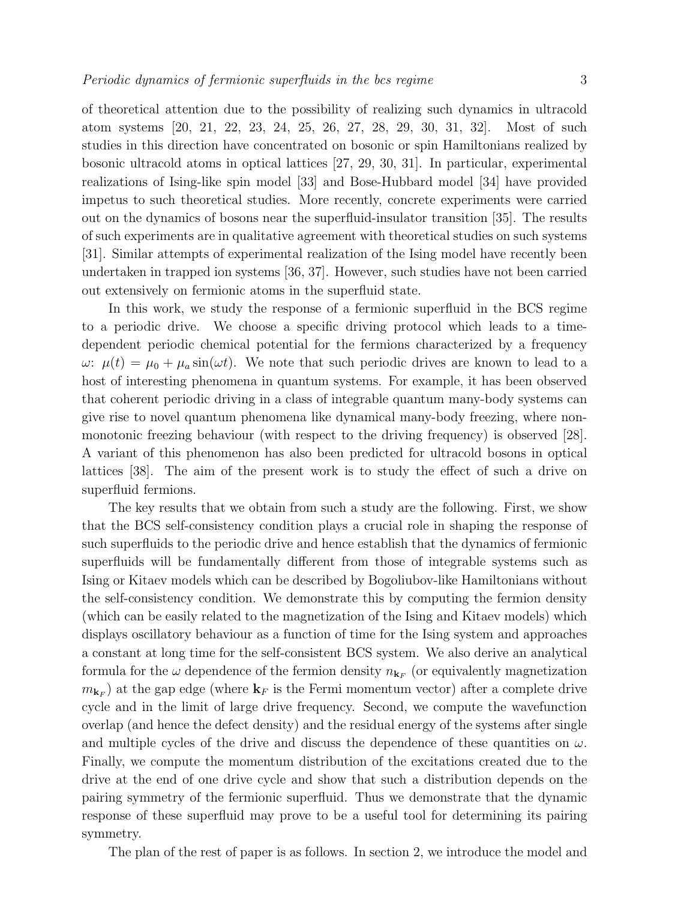of theoretical attention due to the possibility of realizing such dynamics in ultracold atom systems [20, 21, 22, 23, 24, 25, 26, 27, 28, 29, 30, 31, 32]. Most of such studies in this direction have concentrated on bosonic or spin Hamiltonians realized by bosonic ultracold atoms in optical lattices [27, 29, 30, 31]. In particular, experimental realizations of Ising-like spin model [33] and Bose-Hubbard model [34] have provided impetus to such theoretical studies. More recently, concrete experiments were carried out on the dynamics of bosons near the superfluid-insulator transition [35]. The results of such experiments are in qualitative agreement with theoretical studies on such systems [31]. Similar attempts of experimental realization of the Ising model have recently been undertaken in trapped ion systems [36, 37]. However, such studies have not been carried out extensively on fermionic atoms in the superfluid state.

In this work, we study the response of a fermionic superfluid in the BCS regime to a periodic drive. We choose a specific driving protocol which leads to a time-dependent periodic chemical potential for the fermions characterized by a frequency $\omega$: $\mu(t) = \mu_0 + \mu_a \sin(\omega t)$. We note that such periodic drives are known to lead to a host of interesting phenomena in quantum systems. For example, it has been observed that coherent periodic driving in a class of integrable quantum many-body systems can give rise to novel quantum phenomena like dynamical many-body freezing, where non-monotonic freezing behaviour (with respect to the driving frequency) is observed [28]. A variant of this phenomenon has also been predicted for ultracold bosons in optical lattices [38]. The aim of the present work is to study the effect of such a drive on superfluid fermions.

The key results that we obtain from such a study are the following. First, we show that the BCS self-consistency condition plays a crucial role in shaping the response of such superfluids to the periodic drive and hence establish that the dynamics of fermionic superfluids will be fundamentally different from those of integrable systems such as Ising or Kitaev models which can be described by Bogoliubov-like Hamiltonians without the self-consistency condition. We demonstrate this by computing the fermion density (which can be easily related to the magnetization of the Ising and Kitaev models) which displays oscillatory behaviour as a function of time for the Ising system and approaches a constant at long time for the self-consistent BCS system. We also derive an analytical formula for the $\omega$ dependence of the fermion density $n_{\mathbf{k}_F}$ (or equivalently magnetization $m_{\mathbf{k}_F}$) at the gap edge (where $\mathbf{k}_F$ is the Fermi momentum vector) after a complete drive cycle and in the limit of large drive frequency. Second, we compute the wavefunction overlap (and hence the defect density) and the residual energy of the systems after single and multiple cycles of the drive and discuss the dependence of these quantities on $\omega$. Finally, we compute the momentum distribution of the excitations created due to the drive at the end of one drive cycle and show that such a distribution depends on the pairing symmetry of the fermionic superfluid. Thus we demonstrate that the dynamic response of these superfluid may prove to be a useful tool for determining its pairing symmetry.

The plan of the rest of paper is as follows. In section 2, we introduce the model and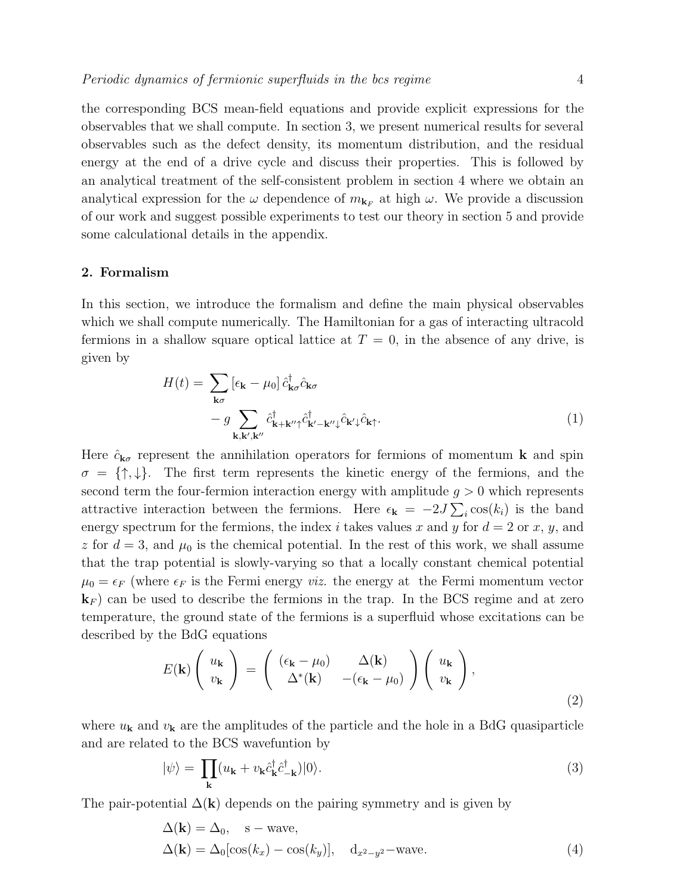the corresponding BCS mean-field equations and provide explicit expressions for the observables that we shall compute. In section 3, we present numerical results for several observables such as the defect density, its momentum distribution, and the residual energy at the end of a drive cycle and discuss their properties. This is followed by an analytical treatment of the self-consistent problem in section 4 where we obtain an analytical expression for the $\omega$ dependence of $m_{\mathbf{k}_F}$ at high $\omega$. We provide a discussion of our work and suggest possible experiments to test our theory in section 5 and provide some calculational details in the appendix.

## 2. Formalism

In this section, we introduce the formalism and define the main physical observables which we shall compute numerically. The Hamiltonian for a gas of interacting ultracold fermions in a shallow square optical lattice at $T = 0$, in the absence of any drive, is given by

$$H(t) = \sum_{\mathbf{k}\sigma} [\epsilon_{\mathbf{k}} - \mu_0] \hat{c}^{\dagger}_{\mathbf{k}\sigma} \hat{c}_{\mathbf{k}\sigma} \\ - g \sum_{\mathbf{k},\mathbf{k}',\mathbf{k}''} \hat{c}^{\dagger}_{\mathbf{k}+\mathbf{k}''\uparrow} \hat{c}^{\dagger}_{\mathbf{k}'-\mathbf{k}''\downarrow} \hat{c}_{\mathbf{k}'\downarrow} \hat{c}_{\mathbf{k}\uparrow}. \tag{1}$$

Here $\hat{c}_{\mathbf{k}\sigma}$ represent the annihilation operators for fermions of momentum $\mathbf{k}$ and spin $\sigma = \{\uparrow, \downarrow\}$. The first term represents the kinetic energy of the fermions, and the second term the four-fermion interaction energy with amplitude $g > 0$ which represents attractive interaction between the fermions. Here $\epsilon_{\mathbf{k}} = -2J \sum_i \cos(k_i)$ is the band energy spectrum for the fermions, the index $i$ takes values $x$ and $y$ for $d = 2$ or $x$, $y$, and $z$ for $d = 3$, and $\mu_0$ is the chemical potential. In the rest of this work, we shall assume that the trap potential is slowly-varying so that a locally constant chemical potential $\mu_0 = \epsilon_F$ (where $\epsilon_F$ is the Fermi energy *viz.* the energy at the Fermi momentum vector $\mathbf{k}_F$) can be used to describe the fermions in the trap. In the BCS regime and at zero temperature, the ground state of the fermions is a superfluid whose excitations can be described by the BdG equations

$$E(\mathbf{k}) \begin{pmatrix} u_{\mathbf{k}} \\ v_{\mathbf{k}} \end{pmatrix} = \begin{pmatrix} (\epsilon_{\mathbf{k}} - \mu_0) & \Delta(\mathbf{k}) \\ \Delta^*(\mathbf{k}) & -(\epsilon_{\mathbf{k}} - \mu_0) \end{pmatrix} \begin{pmatrix} u_{\mathbf{k}} \\ v_{\mathbf{k}} \end{pmatrix}, \tag{2}$$

where $u_{\mathbf{k}}$ and $v_{\mathbf{k}}$ are the amplitudes of the particle and the hole in a BdG quasiparticle and are related to the BCS wavefuntion by

$$|\psi\rangle = \prod_{\mathbf{k}} (u_{\mathbf{k}} + v_{\mathbf{k}} \hat{c}^{\dagger}_{\mathbf{k}} \hat{c}^{\dagger}_{-\mathbf{k}}) |0\rangle. \tag{3}$$

The pair-potential $\Delta(\mathbf{k})$ depends on the pairing symmetry and is given by

$$\Delta(\mathbf{k}) = \Delta_0, \quad \text{s}-\text{wave}, \\ \Delta(\mathbf{k}) = \Delta_0[\cos(k_x) - \cos(k_y)], \quad \text{d}_{x^2-y^2}\text{–wave}. \tag{4}$$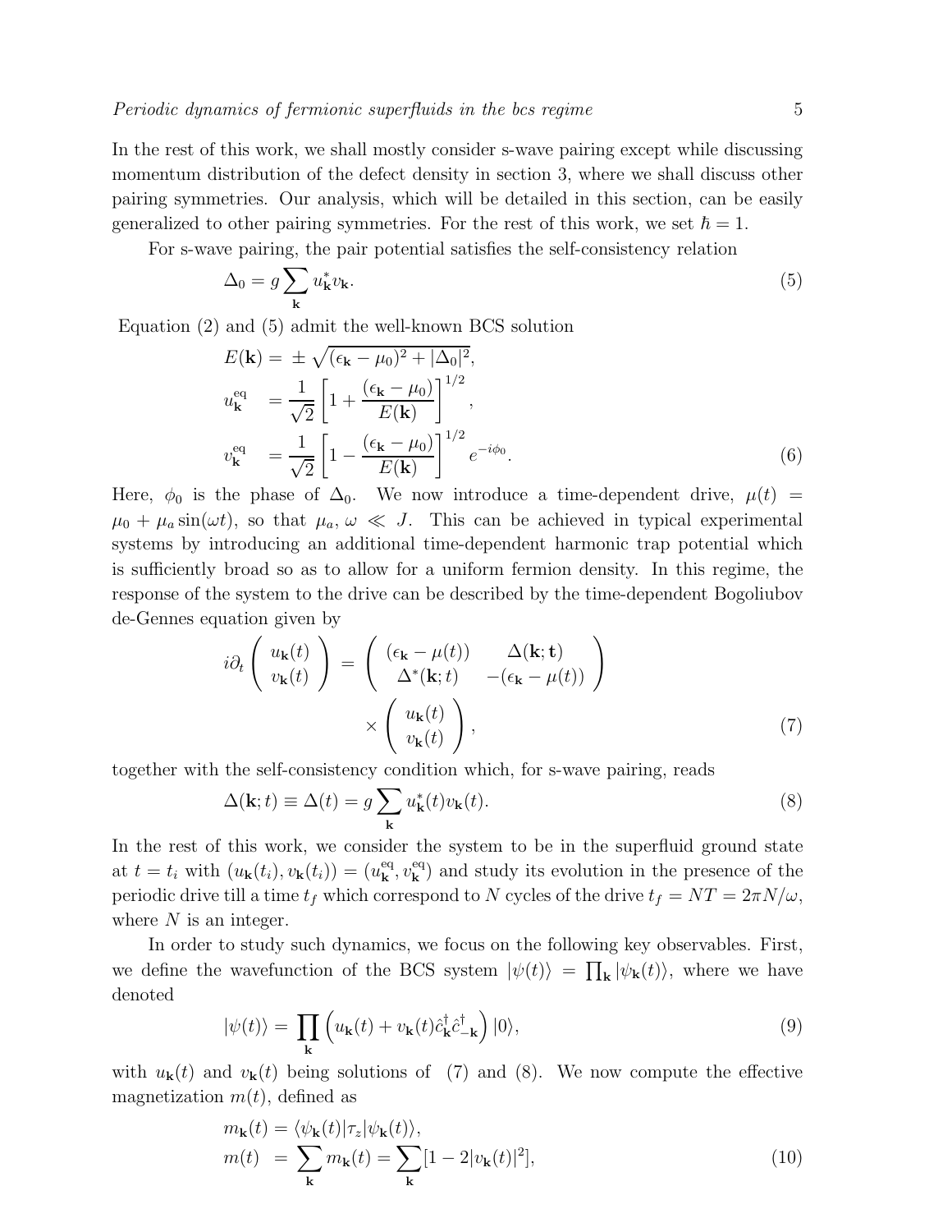In the rest of this work, we shall mostly consider s-wave pairing except while discussing momentum distribution of the defect density in section 3, where we shall discuss other pairing symmetries. Our analysis, which will be detailed in this section, can be easily generalized to other pairing symmetries. For the rest of this work, we set $\hbar = 1$.

For s-wave pairing, the pair potential satisfies the self-consistency relation

$$\Delta_0 = g \sum_{\mathbf{k}} u_{\mathbf{k}}^* v_{\mathbf{k}}. \tag{5}$$

Equation (2) and (5) admit the well-known BCS solution

$$\begin{aligned}
E(\mathbf{k}) &= \pm \sqrt{(\epsilon_{\mathbf{k}} - \mu_0)^2 + |\Delta_0|^2}, \\
u_{\mathbf{k}}^{\rm eq} &= \frac{1}{\sqrt{2}} \left[ 1 + \frac{(\epsilon_{\mathbf{k}} - \mu_0)}{E(\mathbf{k})} \right]^{1/2}, \\
v_{\mathbf{k}}^{\rm eq} &= \frac{1}{\sqrt{2}} \left[ 1 - \frac{(\epsilon_{\mathbf{k}} - \mu_0)}{E(\mathbf{k})} \right]^{1/2} e^{-i\phi_0}.
\end{aligned} \tag{6}$$

Here, $\phi_0$ is the phase of $\Delta_0$. We now introduce a time-dependent drive, $\mu(t) = \mu_0 + \mu_a \sin(\omega t)$, so that $\mu_a, \omega \ll J$. This can be achieved in typical experimental systems by introducing an additional time-dependent harmonic trap potential which is sufficiently broad so as to allow for a uniform fermion density. In this regime, the response of the system to the drive can be described by the time-dependent Bogoliubov de-Gennes equation given by

$$i\partial_t \begin{pmatrix} u_{\mathbf{k}}(t) \\ v_{\mathbf{k}}(t) \end{pmatrix} = \begin{pmatrix} (\epsilon_{\mathbf{k}} - \mu(t)) & \Delta(\mathbf{k}; \mathbf{t}) \\ \Delta^*(\mathbf{k}; t) & -(\epsilon_{\mathbf{k}} - \mu(t)) \end{pmatrix} \times \begin{pmatrix} u_{\mathbf{k}}(t) \\ v_{\mathbf{k}}(t) \end{pmatrix}, \tag{7}$$

together with the self-consistency condition which, for s-wave pairing, reads

$$\Delta(\mathbf{k}; t) \equiv \Delta(t) = g \sum_{\mathbf{k}} u_{\mathbf{k}}^*(t) v_{\mathbf{k}}(t). \tag{8}$$

In the rest of this work, we consider the system to be in the superfluid ground state at $t = t_i$ with $(u_{\mathbf{k}}(t_i), v_{\mathbf{k}}(t_i)) = (u_{\mathbf{k}}^{\rm eq}, v_{\mathbf{k}}^{\rm eq})$ and study its evolution in the presence of the periodic drive till a time $t_f$ which correspond to $N$ cycles of the drive $t_f = NT = 2\pi N/\omega$, where $N$ is an integer.

In order to study such dynamics, we focus on the following key observables. First, we define the wavefunction of the BCS system $|\psi(t)\rangle = \prod_{\mathbf{k}} |\psi_{\mathbf{k}}(t)\rangle$, where we have denoted

$$|\psi(t)\rangle = \prod_{\mathbf{k}} \left( u_{\mathbf{k}}(t) + v_{\mathbf{k}}(t) \hat{c}_{\mathbf{k}}^\dagger \hat{c}_{-\mathbf{k}}^\dagger \right) |0\rangle, \tag{9}$$

with $u_{\mathbf{k}}(t)$ and $v_{\mathbf{k}}(t)$ being solutions of (7) and (8). We now compute the effective magnetization $m(t)$, defined as

$$\begin{aligned}
m_{\mathbf{k}}(t) &= \langle \psi_{\mathbf{k}}(t) | \tau_z | \psi_{\mathbf{k}}(t) \rangle, \\
m(t) &= \sum_{\mathbf{k}} m_{\mathbf{k}}(t) = \sum_{\mathbf{k}} [1 - 2|v_{\mathbf{k}}(t)|^2],
\end{aligned} \tag{10}$$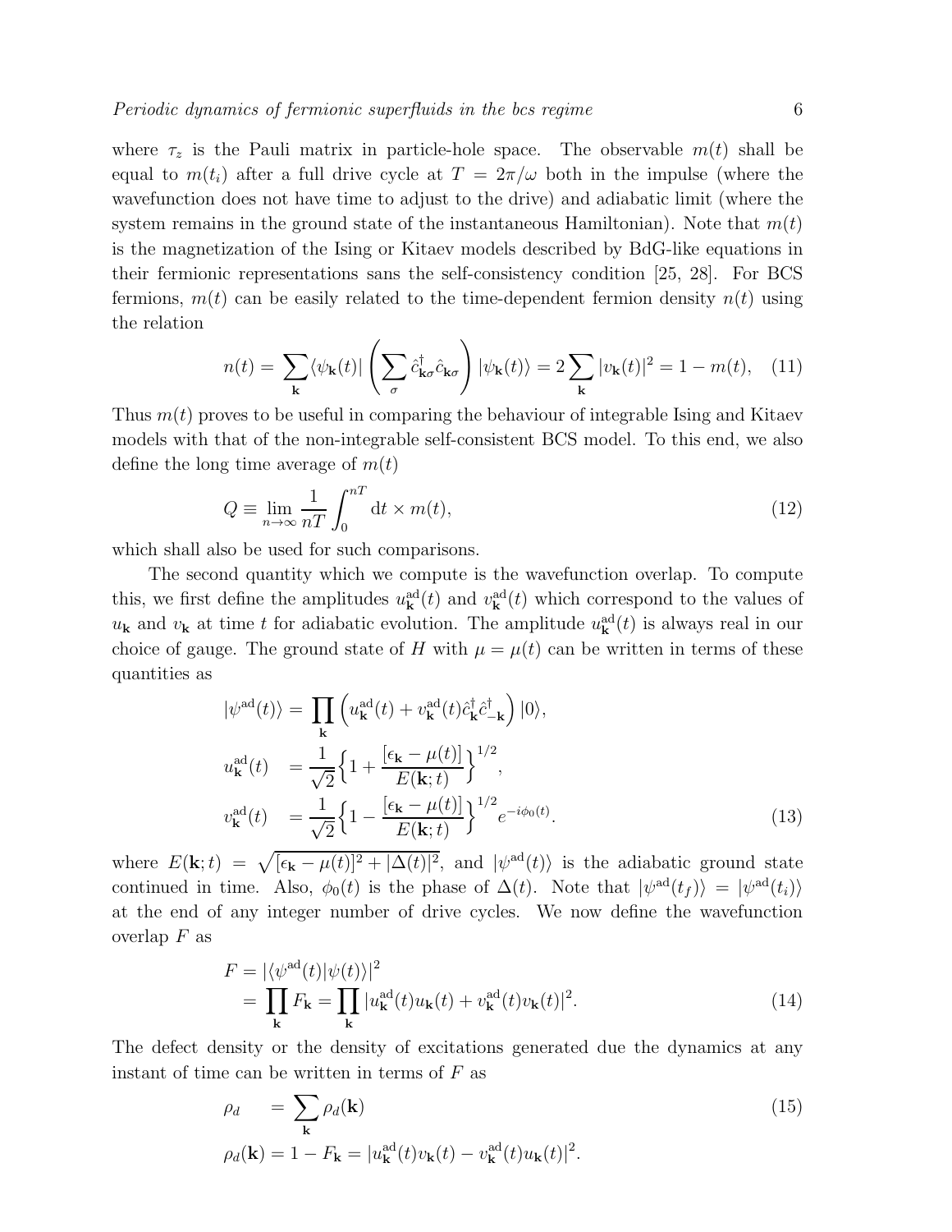where $\tau_z$ is the Pauli matrix in particle-hole space. The observable $m(t)$ shall be equal to $m(t_i)$ after a full drive cycle at $T = 2\pi/\omega$ both in the impulse (where the wavefunction does not have time to adjust to the drive) and adiabatic limit (where the system remains in the ground state of the instantaneous Hamiltonian). Note that $m(t)$ is the magnetization of the Ising or Kitaev models described by BdG-like equations in their fermionic representations sans the self-consistency condition [25, 28]. For BCS fermions, $m(t)$ can be easily related to the time-dependent fermion density $n(t)$ using the relation

$$n(t) = \sum_{\mathbf{k}} \langle \psi_{\mathbf{k}}(t)| \left( \sum_{\sigma} \hat{c}^{\dagger}_{\mathbf{k}\sigma} \hat{c}_{\mathbf{k}\sigma} \right) |\psi_{\mathbf{k}}(t)\rangle = 2 \sum_{\mathbf{k}} |v_{\mathbf{k}}(t)|^2 = 1 - m(t), \quad (11)$$

Thus $m(t)$ proves to be useful in comparing the behaviour of integrable Ising and Kitaev models with that of the non-integrable self-consistent BCS model. To this end, we also define the long time average of $m(t)$

$$Q \equiv \lim_{n\to\infty} \frac{1}{nT} \int_0^{nT} \mathrm{d}t \times m(t), \quad (12)$$

which shall also be used for such comparisons.

The second quantity which we compute is the wavefunction overlap. To compute this, we first define the amplitudes $u^{\mathrm{ad}}_{\mathbf{k}}(t)$ and $v^{\mathrm{ad}}_{\mathbf{k}}(t)$ which correspond to the values of $u_{\mathbf{k}}$ and $v_{\mathbf{k}}$ at time $t$ for adiabatic evolution. The amplitude $u^{\mathrm{ad}}_{\mathbf{k}}(t)$ is always real in our choice of gauge. The ground state of $H$ with $\mu = \mu(t)$ can be written in terms of these quantities as

$$\begin{aligned}
|\psi^{\mathrm{ad}}(t)\rangle &= \prod_{\mathbf{k}} \left( u^{\mathrm{ad}}_{\mathbf{k}}(t) + v^{\mathrm{ad}}_{\mathbf{k}}(t) \hat{c}^{\dagger}_{\mathbf{k}} \hat{c}^{\dagger}_{-\mathbf{k}} \right) |0\rangle, \\
u^{\mathrm{ad}}_{\mathbf{k}}(t) &= \frac{1}{\sqrt{2}} \Big\{ 1 + \frac{[\epsilon_{\mathbf{k}} - \mu(t)]}{E(\mathbf{k};t)} \Big\}^{1/2}, \\
v^{\mathrm{ad}}_{\mathbf{k}}(t) &= \frac{1}{\sqrt{2}} \Big\{ 1 - \frac{[\epsilon_{\mathbf{k}} - \mu(t)]}{E(\mathbf{k};t)} \Big\}^{1/2} e^{-i\phi_0(t)}. \quad (13)
\end{aligned}$$

where $E(\mathbf{k};t) = \sqrt{[\epsilon_{\mathbf{k}} - \mu(t)]^2 + |\Delta(t)|^2}$, and $|\psi^{\mathrm{ad}}(t)\rangle$ is the adiabatic ground state continued in time. Also, $\phi_0(t)$ is the phase of $\Delta(t)$. Note that $|\psi^{\mathrm{ad}}(t_f)\rangle = |\psi^{\mathrm{ad}}(t_i)\rangle$ at the end of any integer number of drive cycles. We now define the wavefunction overlap $F$ as

$$\begin{aligned}
F &= |\langle \psi^{\mathrm{ad}}(t) | \psi(t) \rangle|^2 \\
&= \prod_{\mathbf{k}} F_{\mathbf{k}} = \prod_{\mathbf{k}} |u^{\mathrm{ad}}_{\mathbf{k}}(t) u_{\mathbf{k}}(t) + v^{\mathrm{ad}}_{\mathbf{k}}(t) v_{\mathbf{k}}(t)|^2. \quad (14)
\end{aligned}$$

The defect density or the density of excitations generated due the dynamics at any instant of time can be written in terms of $F$ as

$$\begin{aligned}
\rho_d &= \sum_{\mathbf{k}} \rho_d(\mathbf{k}) \quad (15) \\
\rho_d(\mathbf{k}) &= 1 - F_{\mathbf{k}} = |u^{\mathrm{ad}}_{\mathbf{k}}(t) v_{\mathbf{k}}(t) - v^{\mathrm{ad}}_{\mathbf{k}}(t) u_{\mathbf{k}}(t)|^2.
\end{aligned}$$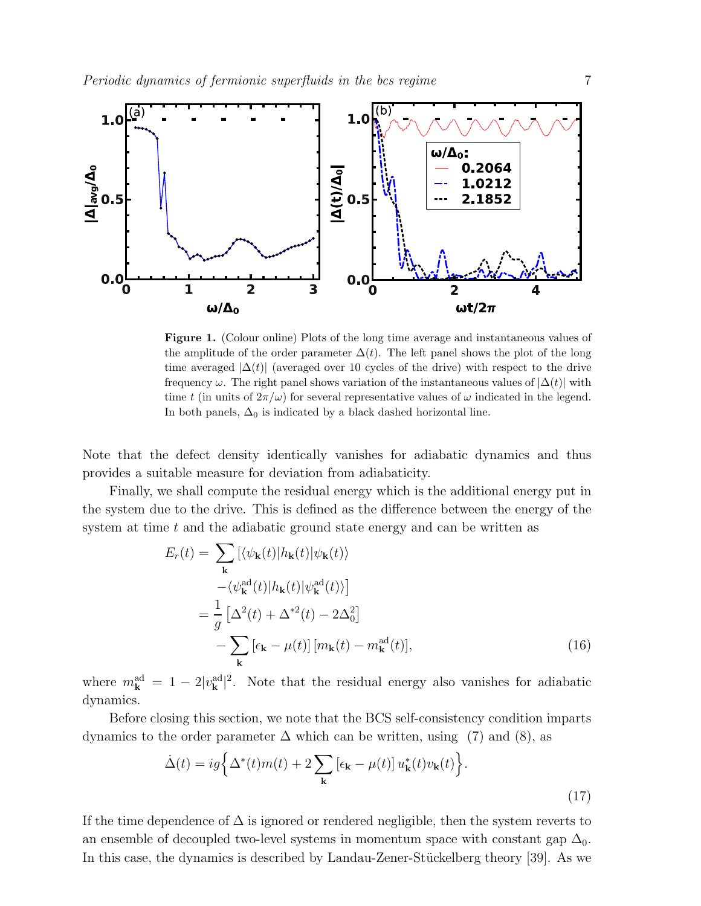**Figure 1.** (Colour online) Plots of the long time average and instantaneous values of the amplitude of the order parameter $\Delta(t)$. The left panel shows the plot of the long time averaged $|\Delta(t)|$ (averaged over 10 cycles of the drive) with respect to the drive frequency $\omega$. The right panel shows variation of the instantaneous values of $|\Delta(t)|$ with time $t$ (in units of $2\pi/\omega$) for several representative values of $\omega$ indicated in the legend. In both panels, $\Delta_0$ is indicated by a black dashed horizontal line.

Note that the defect density identically vanishes for adiabatic dynamics and thus provides a suitable measure for deviation from adiabaticity.

Finally, we shall compute the residual energy which is the additional energy put in the system due to the drive. This is defined as the difference between the energy of the system at time $t$ and the adiabatic ground state energy and can be written as

$$
\begin{aligned}
E_r(t) &= \sum_{\mathbf{k}} \left[ \langle \psi_{\mathbf{k}}(t) | h_{\mathbf{k}}(t) | \psi_{\mathbf{k}}(t) \rangle \right. \\
&\quad \left. - \langle \psi^{\mathrm{ad}}_{\mathbf{k}}(t) | h_{\mathbf{k}}(t) | \psi^{\mathrm{ad}}_{\mathbf{k}}(t) \rangle \right] \\
&= \frac{1}{g} \left[ \Delta^2(t) + \Delta^{*2}(t) - 2\Delta_0^2 \right] \\
&\quad - \sum_{\mathbf{k}} \left[ \epsilon_{\mathbf{k}} - \mu(t) \right] \left[ m_{\mathbf{k}}(t) - m^{\mathrm{ad}}_{\mathbf{k}}(t) \right],
\end{aligned}
\tag{16}
$$

where $m^{\mathrm{ad}}_{\mathbf{k}} = 1 - 2|v^{\mathrm{ad}}_{\mathbf{k}}|^2$. Note that the residual energy also vanishes for adiabatic dynamics.

Before closing this section, we note that the BCS self-consistency condition imparts dynamics to the order parameter $\Delta$ which can be written, using (7) and (8), as

$$
\dot{\Delta}(t) = ig \Big\{ \Delta^*(t) m(t) + 2 \sum_{\mathbf{k}} \left[ \epsilon_{\mathbf{k}} - \mu(t) \right] u^*_{\mathbf{k}}(t) v_{\mathbf{k}}(t) \Big\}.
\tag{17}
$$

If the time dependence of $\Delta$ is ignored or rendered negligible, then the system reverts to an ensemble of decoupled two-level systems in momentum space with constant gap $\Delta_0$. In this case, the dynamics is described by Landau-Zener-Stückelberg theory [39]. As we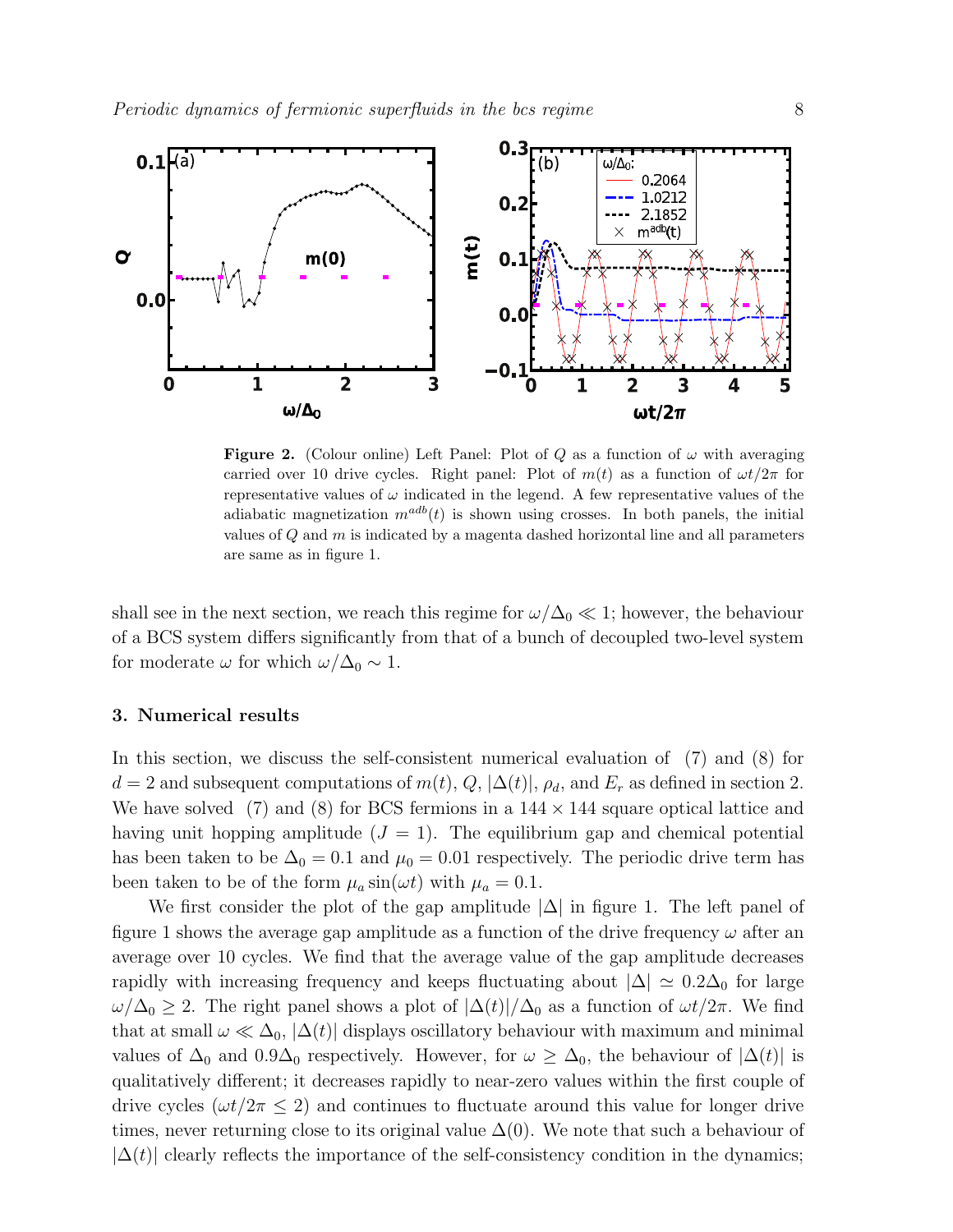**Figure 2.** (Colour online) Left Panel: Plot of $Q$ as a function of $\omega$ with averaging carried over 10 drive cycles. Right panel: Plot of $m(t)$ as a function of $\omega t/2\pi$ for representative values of $\omega$ indicated in the legend. A few representative values of the adiabatic magnetization $m^{adb}(t)$ is shown using crosses. In both panels, the initial values of $Q$ and $m$ is indicated by a magenta dashed horizontal line and all parameters are same as in figure 1.

shall see in the next section, we reach this regime for $\omega/\Delta_0 \ll 1$; however, the behaviour of a BCS system differs significantly from that of a bunch of decoupled two-level system for moderate $\omega$ for which $\omega/\Delta_0 \sim 1$.

## 3. Numerical results

In this section, we discuss the self-consistent numerical evaluation of (7) and (8) for $d = 2$ and subsequent computations of $m(t)$, $Q$, $|\Delta(t)|$, $\rho_d$, and $E_r$ as defined in section 2. We have solved (7) and (8) for BCS fermions in a $144 \times 144$ square optical lattice and having unit hopping amplitude ($J = 1$). The equilibrium gap and chemical potential has been taken to be $\Delta_0 = 0.1$ and $\mu_0 = 0.01$ respectively. The periodic drive term has been taken to be of the form $\mu_a \sin(\omega t)$ with $\mu_a = 0.1$.

We first consider the plot of the gap amplitude $|\Delta|$ in figure 1. The left panel of figure 1 shows the average gap amplitude as a function of the drive frequency $\omega$ after an average over 10 cycles. We find that the average value of the gap amplitude decreases rapidly with increasing frequency and keeps fluctuating about $|\Delta| \simeq 0.2\Delta_0$ for large $\omega/\Delta_0 \geq 2$. The right panel shows a plot of $|\Delta(t)|/\Delta_0$ as a function of $\omega t/2\pi$. We find that at small $\omega \ll \Delta_0$, $|\Delta(t)|$ displays oscillatory behaviour with maximum and minimal values of $\Delta_0$ and $0.9\Delta_0$ respectively. However, for $\omega \geq \Delta_0$, the behaviour of $|\Delta(t)|$ is qualitatively different; it decreases rapidly to near-zero values within the first couple of drive cycles ($\omega t/2\pi \leq 2$) and continues to fluctuate around this value for longer drive times, never returning close to its original value $\Delta(0)$. We note that such a behaviour of $|\Delta(t)|$ clearly reflects the importance of the self-consistency condition in the dynamics;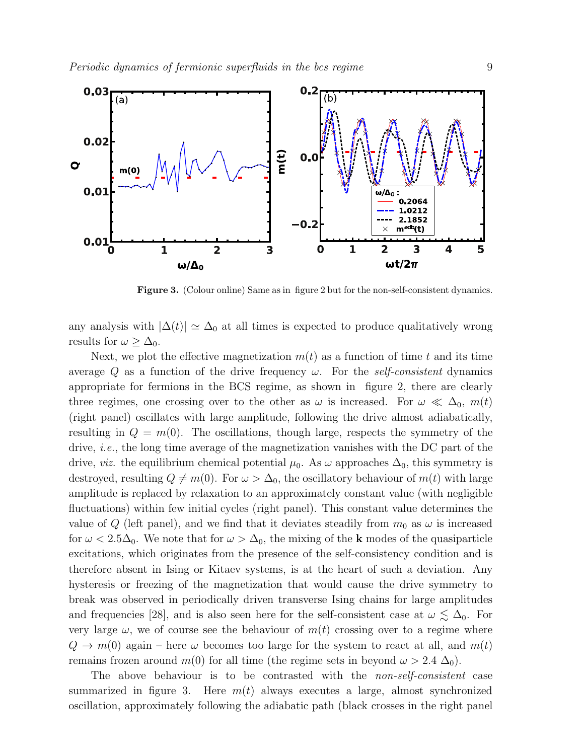Figure 3. (Colour online) Same as in figure 2 but for the non-self-consistent dynamics.

any analysis with $|\Delta(t)| \simeq \Delta_0$ at all times is expected to produce qualitatively wrong results for $\omega \geq \Delta_0$.

Next, we plot the effective magnetization $m(t)$ as a function of time $t$ and its time average $Q$ as a function of the drive frequency $\omega$. For the *self-consistent* dynamics appropriate for fermions in the BCS regime, as shown in figure 2, there are clearly three regimes, one crossing over to the other as $\omega$ is increased. For $\omega \ll \Delta_0$, $m(t)$ (right panel) oscillates with large amplitude, following the drive almost adiabatically, resulting in $Q = m(0)$. The oscillations, though large, respects the symmetry of the drive, *i.e.*, the long time average of the magnetization vanishes with the DC part of the drive, *viz.* the equilibrium chemical potential $\mu_0$. As $\omega$ approaches $\Delta_0$, this symmetry is destroyed, resulting $Q \neq m(0)$. For $\omega > \Delta_0$, the oscillatory behaviour of $m(t)$ with large amplitude is replaced by relaxation to an approximately constant value (with negligible fluctuations) within few initial cycles (right panel). This constant value determines the value of $Q$ (left panel), and we find that it deviates steadily from $m_0$ as $\omega$ is increased for $\omega < 2.5\Delta_0$. We note that for $\omega > \Delta_0$, the mixing of the $\mathbf{k}$ modes of the quasiparticle excitations, which originates from the presence of the self-consistency condition and is therefore absent in Ising or Kitaev systems, is at the heart of such a deviation. Any hysteresis or freezing of the magnetization that would cause the drive symmetry to break was observed in periodically driven transverse Ising chains for large amplitudes and frequencies [28], and is also seen here for the self-consistent case at $\omega \lesssim \Delta_0$. For very large $\omega$, we of course see the behaviour of $m(t)$ crossing over to a regime where $Q \to m(0)$ again – here $\omega$ becomes too large for the system to react at all, and $m(t)$ remains frozen around $m(0)$ for all time (the regime sets in beyond $\omega > 2.4\ \Delta_0$).

The above behaviour is to be contrasted with the *non-self-consistent* case summarized in figure 3. Here $m(t)$ always executes a large, almost synchronized oscillation, approximately following the adiabatic path (black crosses in the right panel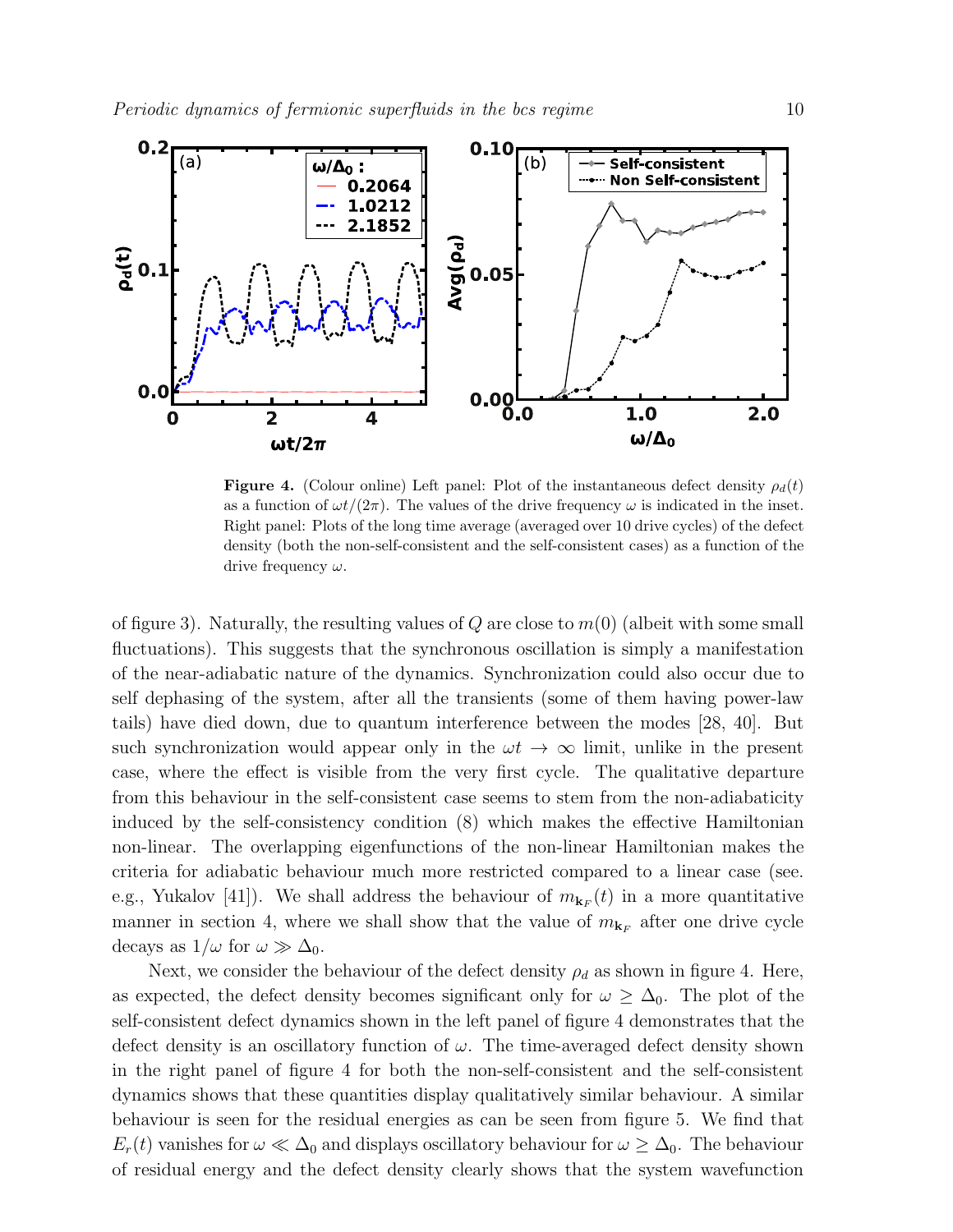**Figure 4.** (Colour online) Left panel: Plot of the instantaneous defect density $\rho_d(t)$ as a function of $\omega t/(2\pi)$. The values of the drive frequency $\omega$ is indicated in the inset. Right panel: Plots of the long time average (averaged over 10 drive cycles) of the defect density (both the non-self-consistent and the self-consistent cases) as a function of the drive frequency $\omega$.

of figure 3). Naturally, the resulting values of $Q$ are close to $m(0)$ (albeit with some small fluctuations). This suggests that the synchronous oscillation is simply a manifestation of the near-adiabatic nature of the dynamics. Synchronization could also occur due to self dephasing of the system, after all the transients (some of them having power-law tails) have died down, due to quantum interference between the modes [28, 40]. But such synchronization would appear only in the $\omega t \to \infty$ limit, unlike in the present case, where the effect is visible from the very first cycle. The qualitative departure from this behaviour in the self-consistent case seems to stem from the non-adiabaticity induced by the self-consistency condition (8) which makes the effective Hamiltonian non-linear. The overlapping eigenfunctions of the non-linear Hamiltonian makes the criteria for adiabatic behaviour much more restricted compared to a linear case (see. e.g., Yukalov [41]). We shall address the behaviour of $m_{\mathbf{k}_F}(t)$ in a more quantitative manner in section 4, where we shall show that the value of $m_{\mathbf{k}_F}$ after one drive cycle decays as $1/\omega$ for $\omega \gg \Delta_0$.

Next, we consider the behaviour of the defect density $\rho_d$ as shown in figure 4. Here, as expected, the defect density becomes significant only for $\omega \geq \Delta_0$. The plot of the self-consistent defect dynamics shown in the left panel of figure 4 demonstrates that the defect density is an oscillatory function of $\omega$. The time-averaged defect density shown in the right panel of figure 4 for both the non-self-consistent and the self-consistent dynamics shows that these quantities display qualitatively similar behaviour. A similar behaviour is seen for the residual energies as can be seen from figure 5. We find that $E_r(t)$ vanishes for $\omega \ll \Delta_0$ and displays oscillatory behaviour for $\omega \geq \Delta_0$. The behaviour of residual energy and the defect density clearly shows that the system wavefunction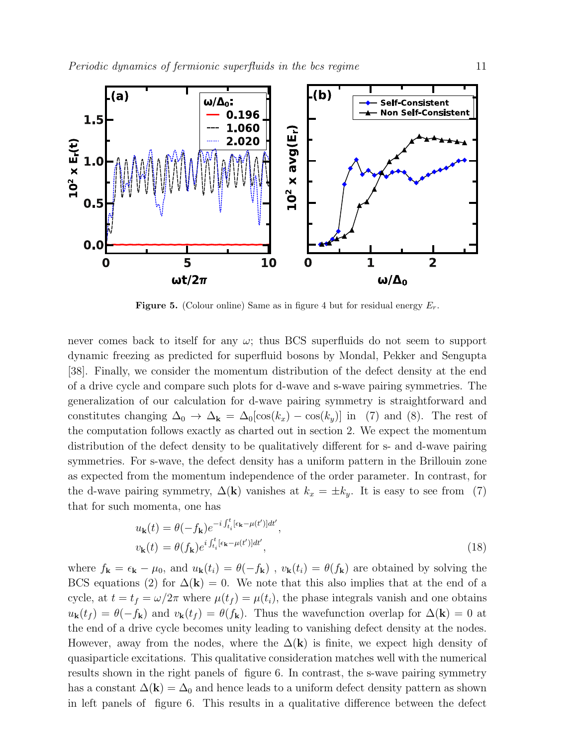**Figure 5.** (Colour online) Same as in figure 4 but for residual energy $E_r$.

never comes back to itself for any $\omega$; thus BCS superfluids do not seem to support dynamic freezing as predicted for superfluid bosons by Mondal, Pekker and Sengupta [38]. Finally, we consider the momentum distribution of the defect density at the end of a drive cycle and compare such plots for d-wave and s-wave pairing symmetries. The generalization of our calculation for d-wave pairing symmetry is straightforward and constitutes changing $\Delta_0 \to \Delta_{\mathbf{k}} = \Delta_0[\cos(k_x) - \cos(k_y)]$ in (7) and (8). The rest of the computation follows exactly as charted out in section 2. We expect the momentum distribution of the defect density to be qualitatively different for s- and d-wave pairing symmetries. For s-wave, the defect density has a uniform pattern in the Brillouin zone as expected from the momentum independence of the order parameter. In contrast, for the d-wave pairing symmetry, $\Delta(\mathbf{k})$ vanishes at $k_x = \pm k_y$. It is easy to see from (7) that for such momenta, one has

$$
\begin{aligned}
u_{\mathbf{k}}(t) &= \theta(-f_{\mathbf{k}}) e^{-i\int_{t_i}^{t}[\epsilon_{\mathbf{k}} - \mu(t')]dt'}, \\
v_{\mathbf{k}}(t) &= \theta(f_{\mathbf{k}}) e^{i\int_{t_i}^{t}[\epsilon_{\mathbf{k}} - \mu(t')]dt'},
\end{aligned}
\tag{18}
$$

where $f_{\mathbf{k}} = \epsilon_{\mathbf{k}} - \mu_0$, and $u_{\mathbf{k}}(t_i) = \theta(-f_{\mathbf{k}})$ , $v_{\mathbf{k}}(t_i) = \theta(f_{\mathbf{k}})$ are obtained by solving the BCS equations (2) for $\Delta(\mathbf{k}) = 0$. We note that this also implies that at the end of a cycle, at $t = t_f = \omega/2\pi$ where $\mu(t_f) = \mu(t_i)$, the phase integrals vanish and one obtains $u_{\mathbf{k}}(t_f) = \theta(-f_{\mathbf{k}})$ and $v_{\mathbf{k}}(t_f) = \theta(f_{\mathbf{k}})$. Thus the wavefunction overlap for $\Delta(\mathbf{k}) = 0$ at the end of a drive cycle becomes unity leading to vanishing defect density at the nodes. However, away from the nodes, where the $\Delta(\mathbf{k})$ is finite, we expect high density of quasiparticle excitations. This qualitative consideration matches well with the numerical results shown in the right panels of figure 6. In contrast, the s-wave pairing symmetry has a constant $\Delta(\mathbf{k}) = \Delta_0$ and hence leads to a uniform defect density pattern as shown in left panels of figure 6. This results in a qualitative difference between the defect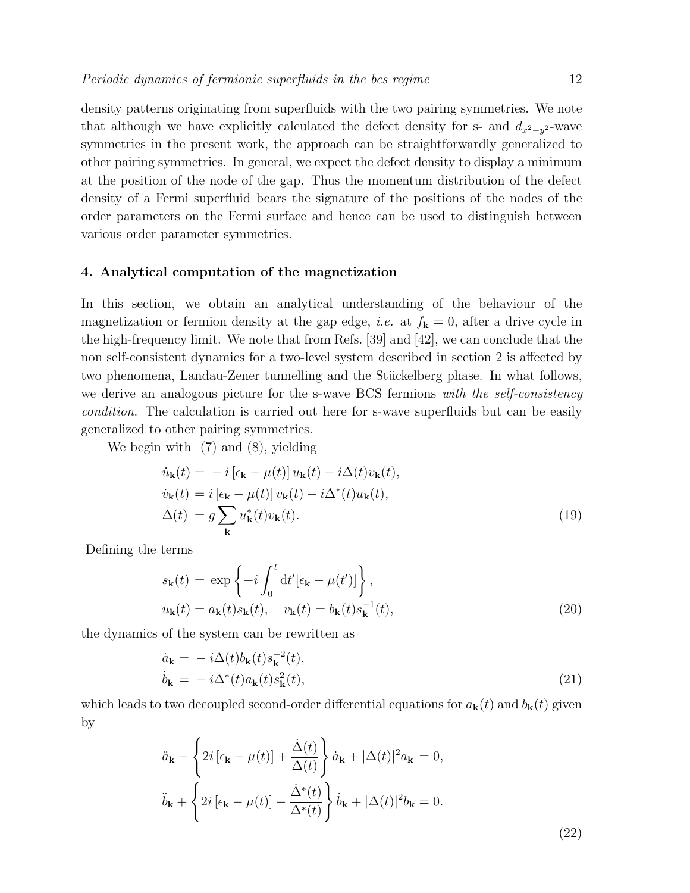density patterns originating from superfluids with the two pairing symmetries. We note that although we have explicitly calculated the defect density for s- and $d_{x^2-y^2}$-wave symmetries in the present work, the approach can be straightforwardly generalized to other pairing symmetries. In general, we expect the defect density to display a minimum at the position of the node of the gap. Thus the momentum distribution of the defect density of a Fermi superfluid bears the signature of the positions of the nodes of the order parameters on the Fermi surface and hence can be used to distinguish between various order parameter symmetries.

## 4. Analytical computation of the magnetization

In this section, we obtain an analytical understanding of the behaviour of the magnetization or fermion density at the gap edge, *i.e.* at $f_{\mathbf{k}} = 0$, after a drive cycle in the high-frequency limit. We note that from Refs. [39] and [42], we can conclude that the non self-consistent dynamics for a two-level system described in section 2 is affected by two phenomena, Landau-Zener tunnelling and the Stückelberg phase. In what follows, we derive an analogous picture for the s-wave BCS fermions *with the self-consistency condition*. The calculation is carried out here for s-wave superfluids but can be easily generalized to other pairing symmetries.

We begin with (7) and (8), yielding

$$
\begin{aligned}
\dot{u}_{\mathbf{k}}(t) &= -i\left[\epsilon_{\mathbf{k}} - \mu(t)\right] u_{\mathbf{k}}(t) - i\Delta(t) v_{\mathbf{k}}(t), \\
\dot{v}_{\mathbf{k}}(t) &= i\left[\epsilon_{\mathbf{k}} - \mu(t)\right] v_{\mathbf{k}}(t) - i\Delta^*(t) u_{\mathbf{k}}(t), \\
\Delta(t) &= g \sum_{\mathbf{k}} u^*_{\mathbf{k}}(t) v_{\mathbf{k}}(t).
\end{aligned} \tag{19}
$$

Defining the terms

$$
\begin{aligned}
s_{\mathbf{k}}(t) &= \exp\left\{-i\int_0^t \mathrm{d}t' [\epsilon_{\mathbf{k}} - \mu(t')]\right\}, \\
u_{\mathbf{k}}(t) &= a_{\mathbf{k}}(t) s_{\mathbf{k}}(t), \quad v_{\mathbf{k}}(t) = b_{\mathbf{k}}(t) s^{-1}_{\mathbf{k}}(t),
\end{aligned} \tag{20}
$$

the dynamics of the system can be rewritten as

$$
\begin{aligned}
\dot{a}_{\mathbf{k}} &= -i\Delta(t) b_{\mathbf{k}}(t) s^{-2}_{\mathbf{k}}(t), \\
\dot{b}_{\mathbf{k}} &= -i\Delta^*(t) a_{\mathbf{k}}(t) s^{2}_{\mathbf{k}}(t),
\end{aligned} \tag{21}
$$

which leads to two decoupled second-order differential equations for $a_{\mathbf{k}}(t)$ and $b_{\mathbf{k}}(t)$ given by

$$
\begin{aligned}
\ddot{a}_{\mathbf{k}} - \left\{2i\left[\epsilon_{\mathbf{k}} - \mu(t)\right] + \frac{\dot{\Delta}(t)}{\Delta(t)}\right\} \dot{a}_{\mathbf{k}} + |\Delta(t)|^2 a_{\mathbf{k}} &= 0, \\
\ddot{b}_{\mathbf{k}} + \left\{2i\left[\epsilon_{\mathbf{k}} - \mu(t)\right] - \frac{\dot{\Delta}^*(t)}{\Delta^*(t)}\right\} \dot{b}_{\mathbf{k}} + |\Delta(t)|^2 b_{\mathbf{k}} &= 0.
\end{aligned} \tag{22}
$$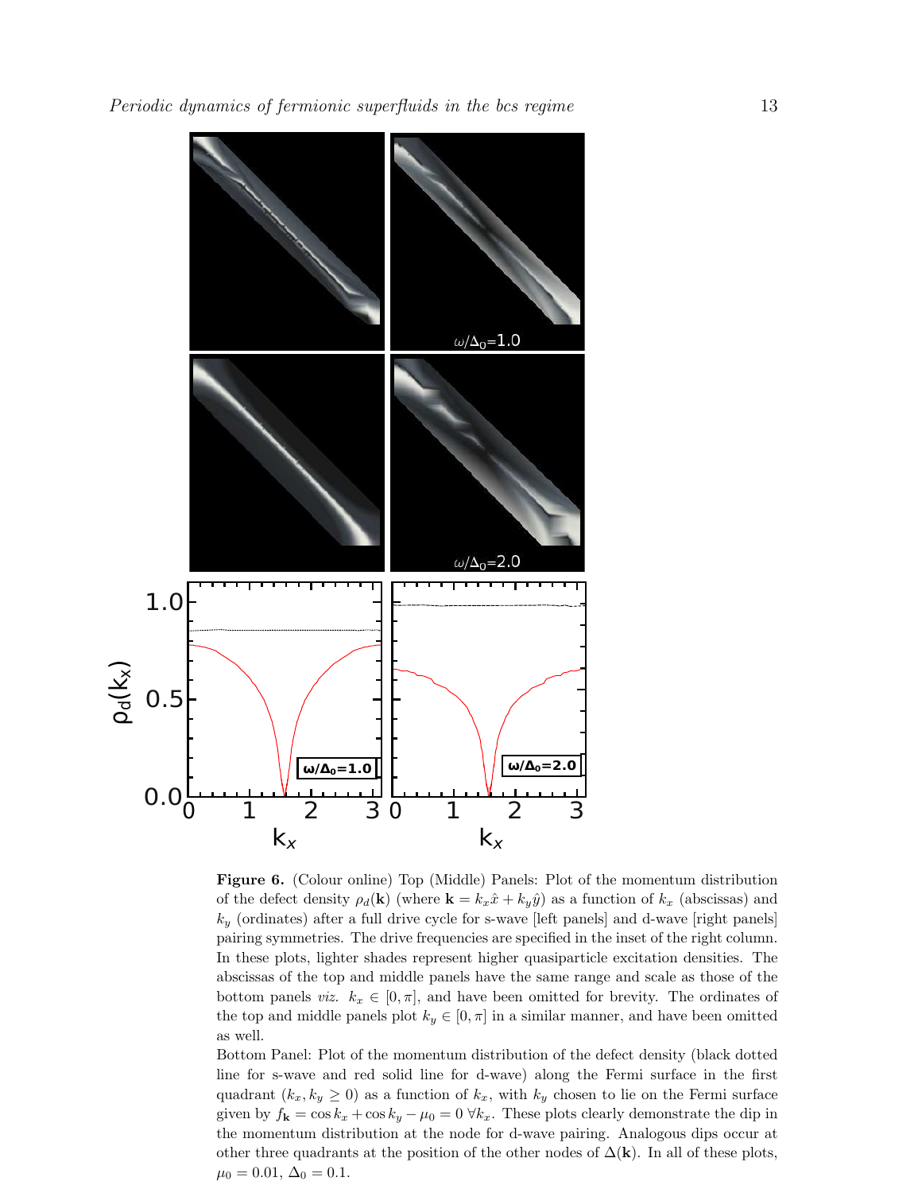**Figure 6.** (Colour online) Top (Middle) Panels: Plot of the momentum distribution of the defect density $\rho_d(\mathbf{k})$ (where $\mathbf{k} = k_x\hat{x} + k_y\hat{y}$) as a function of $k_x$ (abscissas) and $k_y$ (ordinates) after a full drive cycle for s-wave [left panels] and d-wave [right panels] pairing symmetries. The drive frequencies are specified in the inset of the right column. In these plots, lighter shades represent higher quasiparticle excitation densities. The abscissas of the top and middle panels have the same range and scale as those of the bottom panels *viz.* $k_x \in [0, \pi]$, and have been omitted for brevity. The ordinates of the top and middle panels plot $k_y \in [0, \pi]$ in a similar manner, and have been omitted as well.

Bottom Panel: Plot of the momentum distribution of the defect density (black dotted line for s-wave and red solid line for d-wave) along the Fermi surface in the first quadrant ($k_x, k_y \geq 0$) as a function of $k_x$, with $k_y$ chosen to lie on the Fermi surface given by $f_{\mathbf{k}} = \cos k_x + \cos k_y - \mu_0 = 0 \;\forall k_x$. These plots clearly demonstrate the dip in the momentum distribution at the node for d-wave pairing. Analogous dips occur at other three quadrants at the position of the other nodes of $\Delta(\mathbf{k})$. In all of these plots, $\mu_0 = 0.01$, $\Delta_0 = 0.1$.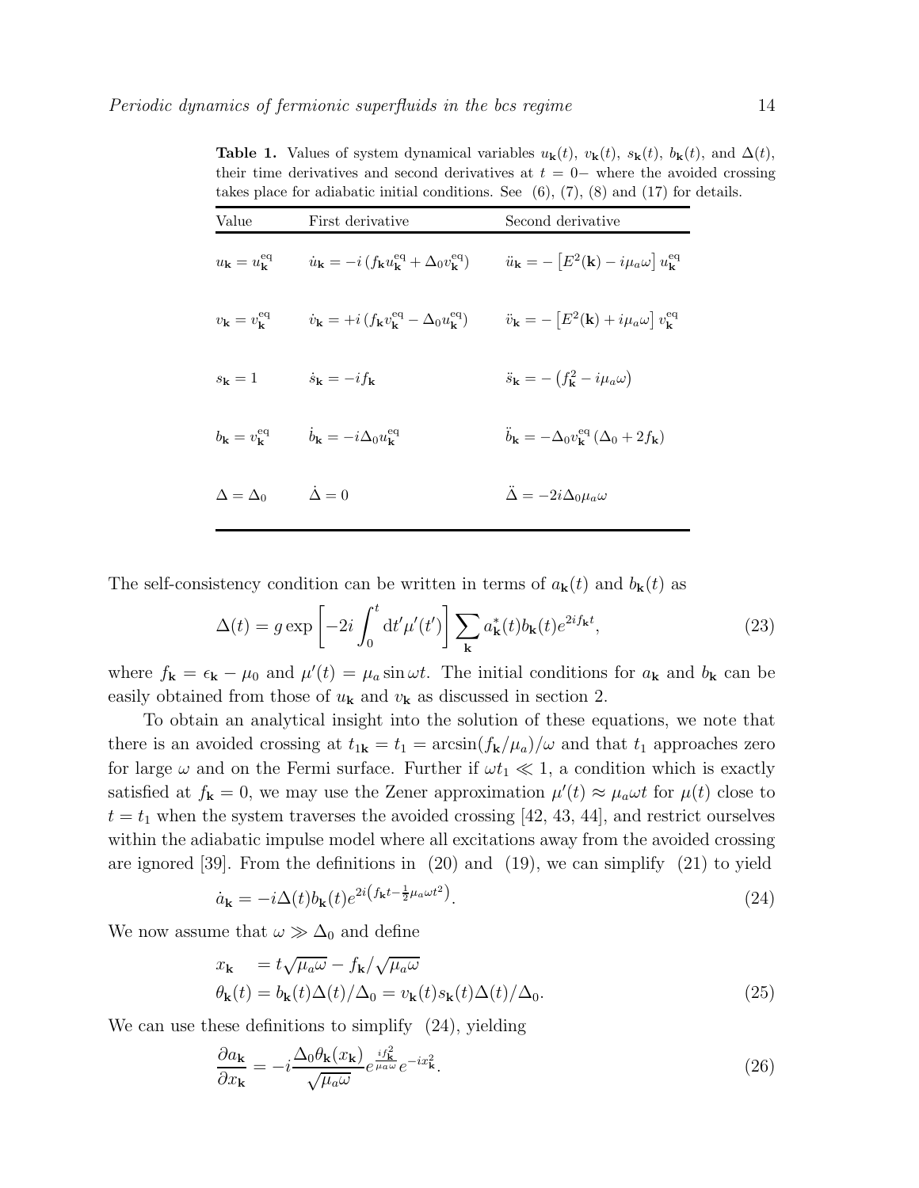**Table 1.** Values of system dynamical variables $u_{\mathbf{k}}(t)$, $v_{\mathbf{k}}(t)$, $s_{\mathbf{k}}(t)$, $b_{\mathbf{k}}(t)$, and $\Delta(t)$, their time derivatives and second derivatives at $t = 0-$ where the avoided crossing takes place for adiabatic initial conditions. See (6), (7), (8) and (17) for details.

| Value | First derivative | Second derivative |
|---|---|---|
| $u_{\mathbf{k}} = u_{\mathbf{k}}^{\rm eq}$ | $\dot{u}_{\mathbf{k}} = -i\left(f_{\mathbf{k}} u_{\mathbf{k}}^{\rm eq} + \Delta_0 v_{\mathbf{k}}^{\rm eq}\right)$ | $\ddot{u}_{\mathbf{k}} = -\left[E^2(\mathbf{k}) - i\mu_a\omega\right] u_{\mathbf{k}}^{\rm eq}$ |
| $v_{\mathbf{k}} = v_{\mathbf{k}}^{\rm eq}$ | $\dot{v}_{\mathbf{k}} = +i\left(f_{\mathbf{k}} v_{\mathbf{k}}^{\rm eq} - \Delta_0 u_{\mathbf{k}}^{\rm eq}\right)$ | $\ddot{v}_{\mathbf{k}} = -\left[E^2(\mathbf{k}) + i\mu_a\omega\right] v_{\mathbf{k}}^{\rm eq}$ |
| $s_{\mathbf{k}} = 1$ | $\dot{s}_{\mathbf{k}} = -if_{\mathbf{k}}$ | $\ddot{s}_{\mathbf{k}} = -\left(f_{\mathbf{k}}^2 - i\mu_a\omega\right)$ |
| $b_{\mathbf{k}} = v_{\mathbf{k}}^{\rm eq}$ | $\dot{b}_{\mathbf{k}} = -i\Delta_0 u_{\mathbf{k}}^{\rm eq}$ | $\ddot{b}_{\mathbf{k}} = -\Delta_0 v_{\mathbf{k}}^{\rm eq}\left(\Delta_0 + 2f_{\mathbf{k}}\right)$ |
| $\Delta = \Delta_0$ | $\dot{\Delta} = 0$ | $\ddot{\Delta} = -2i\Delta_0\mu_a\omega$ |

The self-consistency condition can be written in terms of $a_{\mathbf{k}}(t)$ and $b_{\mathbf{k}}(t)$ as

$$\Delta(t) = g \exp\left[-2i\int_0^t {\rm d}t'\mu'(t')\right] \sum_{\mathbf{k}} a_{\mathbf{k}}^*(t) b_{\mathbf{k}}(t) e^{2if_{\mathbf{k}}t}, \tag{23}$$

where $f_{\mathbf{k}} = \epsilon_{\mathbf{k}} - \mu_0$ and $\mu'(t) = \mu_a \sin\omega t$. The initial conditions for $a_{\mathbf{k}}$ and $b_{\mathbf{k}}$ can be easily obtained from those of $u_{\mathbf{k}}$ and $v_{\mathbf{k}}$ as discussed in section 2.

To obtain an analytical insight into the solution of these equations, we note that there is an avoided crossing at $t_{1\mathbf{k}} = t_1 = \arcsin(f_{\mathbf{k}}/\mu_a)/\omega$ and that $t_1$ approaches zero for large $\omega$ and on the Fermi surface. Further if $\omega t_1 \ll 1$, a condition which is exactly satisfied at $f_{\mathbf{k}} = 0$, we may use the Zener approximation $\mu'(t) \approx \mu_a \omega t$ for $\mu(t)$ close to $t = t_1$ when the system traverses the avoided crossing [42, 43, 44], and restrict ourselves within the adiabatic impulse model where all excitations away from the avoided crossing are ignored [39]. From the definitions in (20) and (19), we can simplify (21) to yield

$$\dot{a}_{\mathbf{k}} = -i\Delta(t) b_{\mathbf{k}}(t) e^{2i\left(f_{\mathbf{k}}t - \frac{1}{2}\mu_a\omega t^2\right)}. \tag{24}$$

We now assume that $\omega \gg \Delta_0$ and define

$$\begin{aligned} x_{\mathbf{k}} &= t\sqrt{\mu_a\omega} - f_{\mathbf{k}}/\sqrt{\mu_a\omega} \\ \theta_{\mathbf{k}}(t) &= b_{\mathbf{k}}(t)\Delta(t)/\Delta_0 = v_{\mathbf{k}}(t)s_{\mathbf{k}}(t)\Delta(t)/\Delta_0. \end{aligned} \tag{25}$$

We can use these definitions to simplify (24), yielding

$$\frac{\partial a_{\mathbf{k}}}{\partial x_{\mathbf{k}}} = -i\frac{\Delta_0 \theta_{\mathbf{k}}(x_{\mathbf{k}})}{\sqrt{\mu_a\omega}} e^{\frac{if_{\mathbf{k}}^2}{\mu_a\omega}} e^{-ix_{\mathbf{k}}^2}. \tag{26}$$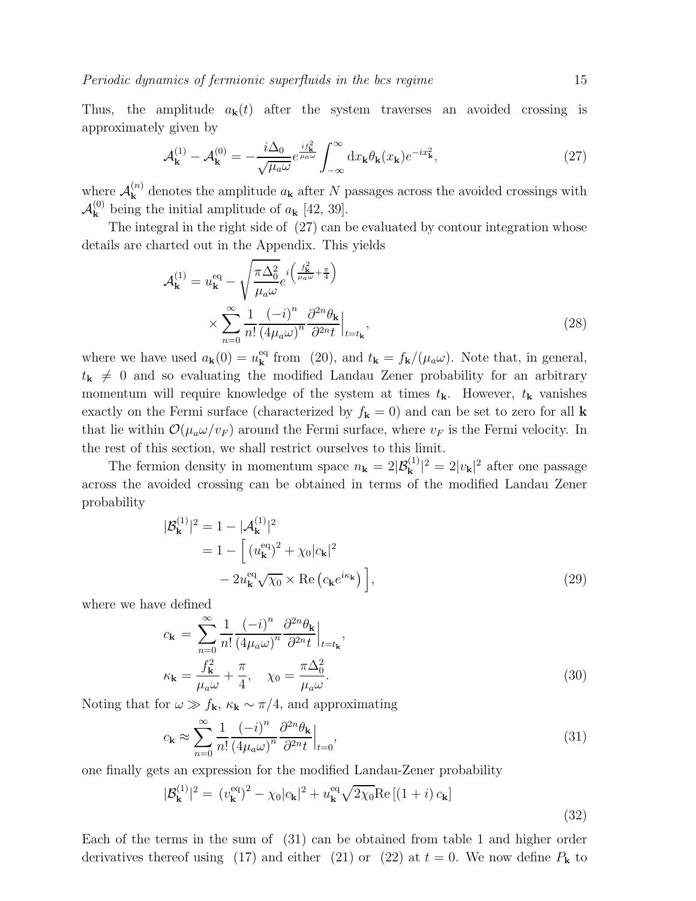Thus, the amplitude $a_{\mathbf{k}}(t)$ after the system traverses an avoided crossing is approximately given by

$$\mathcal{A}_{\mathbf{k}}^{(1)} - \mathcal{A}_{\mathbf{k}}^{(0)} = -\frac{i\Delta_0}{\sqrt{\mu_a\omega}} e^{\frac{if_{\mathbf{k}}^2}{\mu_a\omega}} \int_{-\infty}^{\infty} \mathrm{d}x_{\mathbf{k}} \theta_{\mathbf{k}}(x_{\mathbf{k}}) e^{-ix_{\mathbf{k}}^2}, \tag{27}$$

where $\mathcal{A}_{\mathbf{k}}^{(n)}$ denotes the amplitude $a_{\mathbf{k}}$ after $N$ passages across the avoided crossings with $\mathcal{A}_{\mathbf{k}}^{(0)}$ being the initial amplitude of $a_{\mathbf{k}}$ [42, 39].

The integral in the right side of (27) can be evaluated by contour integration whose details are charted out in the Appendix. This yields

$$\begin{aligned}\mathcal{A}_{\mathbf{k}}^{(1)} = u_{\mathbf{k}}^{\mathrm{eq}} - \sqrt{\frac{\pi\Delta_0^2}{\mu_a\omega}} e^{i\left(\frac{f_{\mathbf{k}}^2}{\mu_a\omega} + \frac{\pi}{4}\right)} \\ \times \sum_{n=0}^{\infty} \frac{1}{n!} \frac{(-i)^n}{(4\mu_a\omega)^n} \frac{\partial^{2n}\theta_{\mathbf{k}}}{\partial^{2n}t}\Big|_{t=t_{\mathbf{k}}},\end{aligned} \tag{28}$$

where we have used $a_{\mathbf{k}}(0) = u_{\mathbf{k}}^{\mathrm{eq}}$ from (20), and $t_{\mathbf{k}} = f_{\mathbf{k}}/(\mu_a\omega)$. Note that, in general, $t_{\mathbf{k}} \neq 0$ and so evaluating the modified Landau Zener probability for an arbitrary momentum will require knowledge of the system at times $t_{\mathbf{k}}$. However, $t_{\mathbf{k}}$ vanishes exactly on the Fermi surface (characterized by $f_{\mathbf{k}} = 0$) and can be set to zero for all $\mathbf{k}$ that lie within $\mathcal{O}(\mu_a\omega/v_F)$ around the Fermi surface, where $v_F$ is the Fermi velocity. In the rest of this section, we shall restrict ourselves to this limit.

The fermion density in momentum space $n_{\mathbf{k}} = 2|\mathcal{B}_{\mathbf{k}}^{(1)}|^2 = 2|v_{\mathbf{k}}|^2$ after one passage across the avoided crossing can be obtained in terms of the modified Landau Zener probability

$$\begin{aligned}|\mathcal{B}_{\mathbf{k}}^{(1)}|^2 &= 1 - |\mathcal{A}_{\mathbf{k}}^{(1)}|^2 \\ &= 1 - \Big[ (u_{\mathbf{k}}^{\mathrm{eq}})^2 + \chi_0 |c_{\mathbf{k}}|^2 \\ &\quad - 2u_{\mathbf{k}}^{\mathrm{eq}} \sqrt{\chi_0} \times \mathrm{Re}\left(c_{\mathbf{k}} e^{i\kappa_{\mathbf{k}}}\right) \Big],\end{aligned} \tag{29}$$

where we have defined

$$\begin{aligned}c_{\mathbf{k}} &= \sum_{n=0}^{\infty} \frac{1}{n!} \frac{(-i)^n}{(4\mu_a\omega)^n} \frac{\partial^{2n}\theta_{\mathbf{k}}}{\partial^{2n}t}\Big|_{t=t_{\mathbf{k}}}, \\ \kappa_{\mathbf{k}} &= \frac{f_{\mathbf{k}}^2}{\mu_a\omega} + \frac{\pi}{4}, \quad \chi_0 = \frac{\pi\Delta_0^2}{\mu_a\omega}.\end{aligned} \tag{30}$$

Noting that for $\omega \gg f_{\mathbf{k}}$, $\kappa_{\mathbf{k}} \sim \pi/4$, and approximating

$$c_{\mathbf{k}} \approx \sum_{n=0}^{\infty} \frac{1}{n!} \frac{(-i)^n}{(4\mu_a\omega)^n} \frac{\partial^{2n}\theta_{\mathbf{k}}}{\partial^{2n}t}\Big|_{t=0}, \tag{31}$$

one finally gets an expression for the modified Landau-Zener probability

$$|\mathcal{B}_{\mathbf{k}}^{(1)}|^2 = (v_{\mathbf{k}}^{\mathrm{eq}})^2 - \chi_0 |c_{\mathbf{k}}|^2 + u_{\mathbf{k}}^{\mathrm{eq}} \sqrt{2\chi_0} \mathrm{Re}\left[(1+i)\, c_{\mathbf{k}}\right] \tag{32}$$

Each of the terms in the sum of (31) can be obtained from table 1 and higher order derivatives thereof using (17) and either (21) or (22) at $t = 0$. We now define $P_{\mathbf{k}}$ to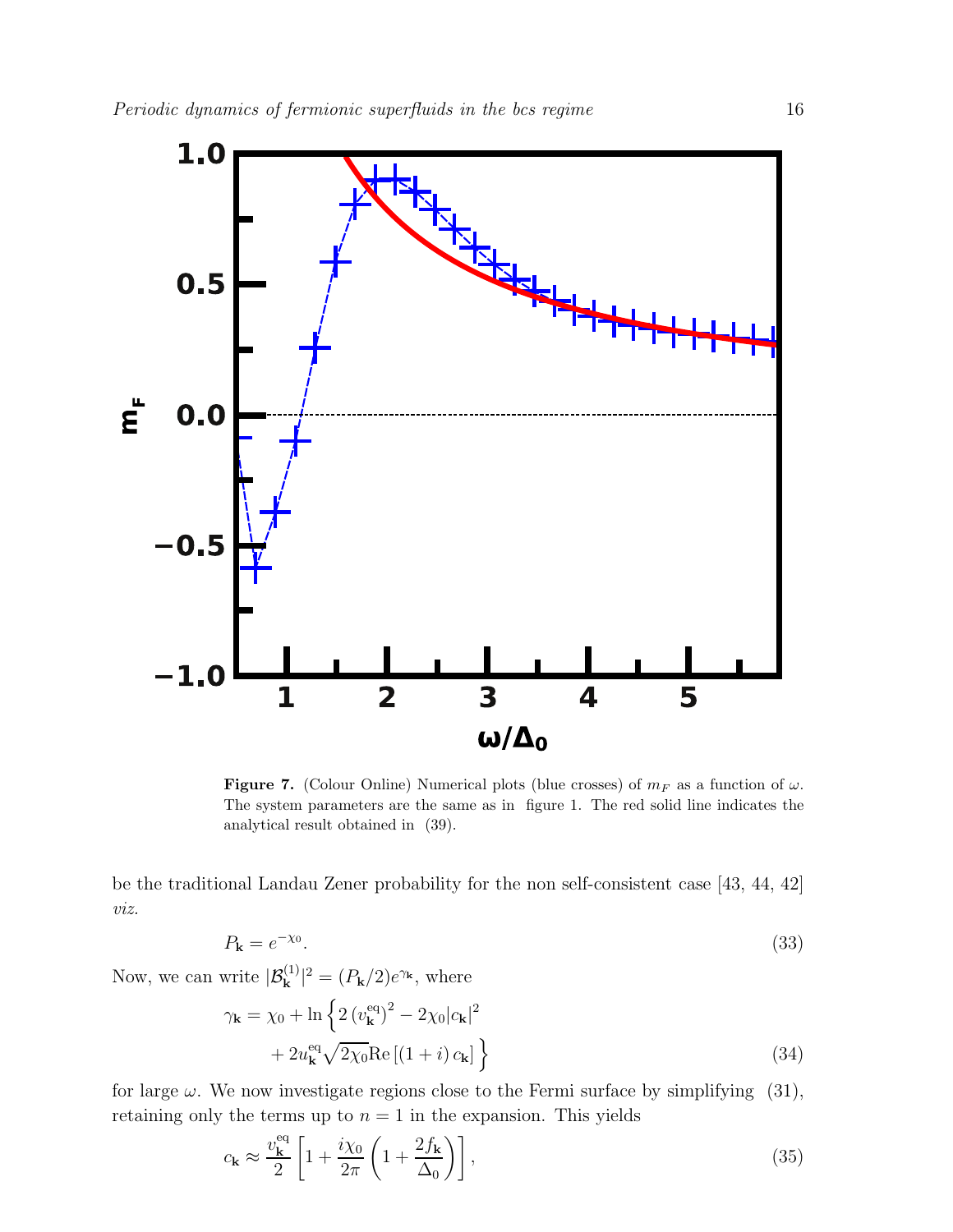**Figure 7.** (Colour Online) Numerical plots (blue crosses) of $m_F$ as a function of $\omega$. The system parameters are the same as in figure 1. The red solid line indicates the analytical result obtained in (39).

be the traditional Landau Zener probability for the non self-consistent case [43, 44, 42] *viz.*

$$P_{\mathbf{k}} = e^{-\chi_0}. \tag{33}$$

Now, we can write $|\mathcal{B}^{(1)}_{\mathbf{k}}|^2 = (P_{\mathbf{k}}/2)e^{\gamma_{\mathbf{k}}}$, where

$$\gamma_{\mathbf{k}} = \chi_0 + \ln\Big\{2\left(v^{\rm eq}_{\mathbf{k}}\right)^2 - 2\chi_0|c_{\mathbf{k}}|^2 + 2u^{\rm eq}_{\mathbf{k}}\sqrt{2\chi_0}\mathrm{Re}\left[(1+i)\,c_{\mathbf{k}}\right]\Big\} \tag{34}$$

for large $\omega$. We now investigate regions close to the Fermi surface by simplifying (31), retaining only the terms up to $n = 1$ in the expansion. This yields

$$c_{\mathbf{k}} \approx \frac{v^{\rm eq}_{\mathbf{k}}}{2}\left[1 + \frac{i\chi_0}{2\pi}\left(1 + \frac{2f_{\mathbf{k}}}{\Delta_0}\right)\right], \tag{35}$$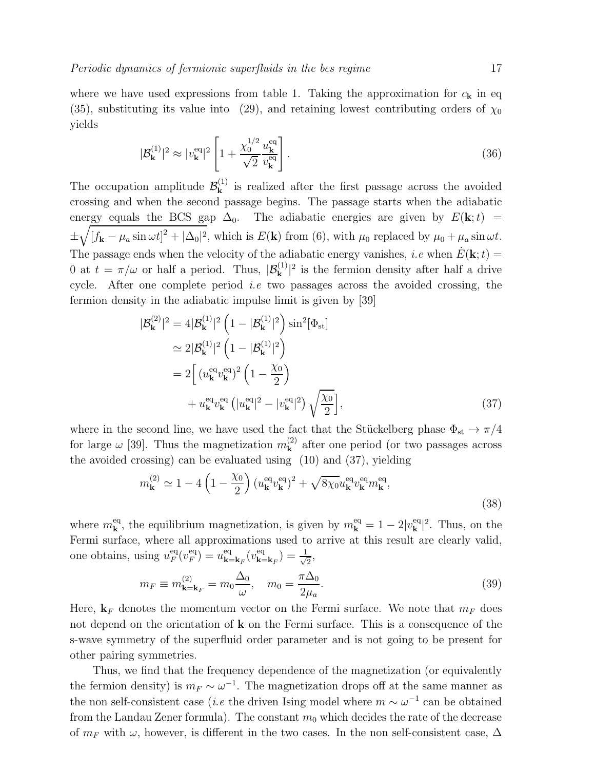where we have used expressions from table 1. Taking the approximation for $c_{\mathbf{k}}$ in eq (35), substituting its value into (29), and retaining lowest contributing orders of $\chi_0$ yields

$$|\mathcal{B}_{\mathbf{k}}^{(1)}|^2 \approx |v_{\mathbf{k}}^{\rm eq}|^2 \left[1 + \frac{\chi_0^{1/2}}{\sqrt{2}} \frac{u_{\mathbf{k}}^{\rm eq}}{v_{\mathbf{k}}^{\rm eq}}\right]. \tag{36}$$

The occupation amplitude $\mathcal{B}_{\mathbf{k}}^{(1)}$ is realized after the first passage across the avoided crossing and when the second passage begins. The passage starts when the adiabatic energy equals the BCS gap $\Delta_0$. The adiabatic energies are given by $E(\mathbf{k};t) = \pm\sqrt{[f_{\mathbf{k}} - \mu_a \sin\omega t]^2 + |\Delta_0|^2}$, which is $E(\mathbf{k})$ from (6), with $\mu_0$ replaced by $\mu_0 + \mu_a \sin\omega t$. The passage ends when the velocity of the adiabatic energy vanishes, *i.e* when $\dot{E}(\mathbf{k};t) = 0$ at $t = \pi/\omega$ or half a period. Thus, $|\mathcal{B}_{\mathbf{k}}^{(1)}|^2$ is the fermion density after half a drive cycle. After one complete period *i.e* two passages across the avoided crossing, the fermion density in the adiabatic impulse limit is given by [39]

$$\begin{aligned}
|\mathcal{B}_{\mathbf{k}}^{(2)}|^2 &= 4|\mathcal{B}_{\mathbf{k}}^{(1)}|^2 \left(1 - |\mathcal{B}_{\mathbf{k}}^{(1)}|^2\right) \sin^2[\Phi_{\rm st}] \\
&\simeq 2|\mathcal{B}_{\mathbf{k}}^{(1)}|^2 \left(1 - |\mathcal{B}_{\mathbf{k}}^{(1)}|^2\right) \\
&= 2\Big[ (u_{\mathbf{k}}^{\rm eq} v_{\mathbf{k}}^{\rm eq})^2 \left(1 - \frac{\chi_0}{2}\right) \\
&\quad + u_{\mathbf{k}}^{\rm eq} v_{\mathbf{k}}^{\rm eq} \left(|u_{\mathbf{k}}^{\rm eq}|^2 - |v_{\mathbf{k}}^{\rm eq}|^2\right) \sqrt{\frac{\chi_0}{2}}\Big],
\end{aligned} \tag{37}$$

where in the second line, we have used the fact that the Stückelberg phase $\Phi_{\rm st} \to \pi/4$ for large $\omega$ [39]. Thus the magnetization $m_{\mathbf{k}}^{(2)}$ after one period (or two passages across the avoided crossing) can be evaluated using (10) and (37), yielding

$$m_{\mathbf{k}}^{(2)} \simeq 1 - 4\left(1 - \frac{\chi_0}{2}\right)(u_{\mathbf{k}}^{\rm eq} v_{\mathbf{k}}^{\rm eq})^2 + \sqrt{8\chi_0}\, u_{\mathbf{k}}^{\rm eq} v_{\mathbf{k}}^{\rm eq} m_{\mathbf{k}}^{\rm eq}, \tag{38}$$

where $m_{\mathbf{k}}^{\rm eq}$, the equilibrium magnetization, is given by $m_{\mathbf{k}}^{\rm eq} = 1 - 2|v_{\mathbf{k}}^{\rm eq}|^2$. Thus, on the Fermi surface, where all approximations used to arrive at this result are clearly valid, one obtains, using $u_F^{\rm eq}(v_F^{\rm eq}) = u_{\mathbf{k}=\mathbf{k}_F}^{\rm eq}(v_{\mathbf{k}=\mathbf{k}_F}^{\rm eq}) = \frac{1}{\sqrt{2}}$,

$$m_F \equiv m_{\mathbf{k}=\mathbf{k}_F}^{(2)} = m_0 \frac{\Delta_0}{\omega}, \quad m_0 = \frac{\pi\Delta_0}{2\mu_a}. \tag{39}$$

Here, $\mathbf{k}_F$ denotes the momentum vector on the Fermi surface. We note that $m_F$ does not depend on the orientation of $\mathbf{k}$ on the Fermi surface. This is a consequence of the s-wave symmetry of the superfluid order parameter and is not going to be present for other pairing symmetries.

Thus, we find that the frequency dependence of the magnetization (or equivalently the fermion density) is $m_F \sim \omega^{-1}$. The magnetization drops off at the same manner as the non self-consistent case (*i.e* the driven Ising model where $m \sim \omega^{-1}$ can be obtained from the Landau Zener formula). The constant $m_0$ which decides the rate of the decrease of $m_F$ with $\omega$, however, is different in the two cases. In the non self-consistent case, $\Delta$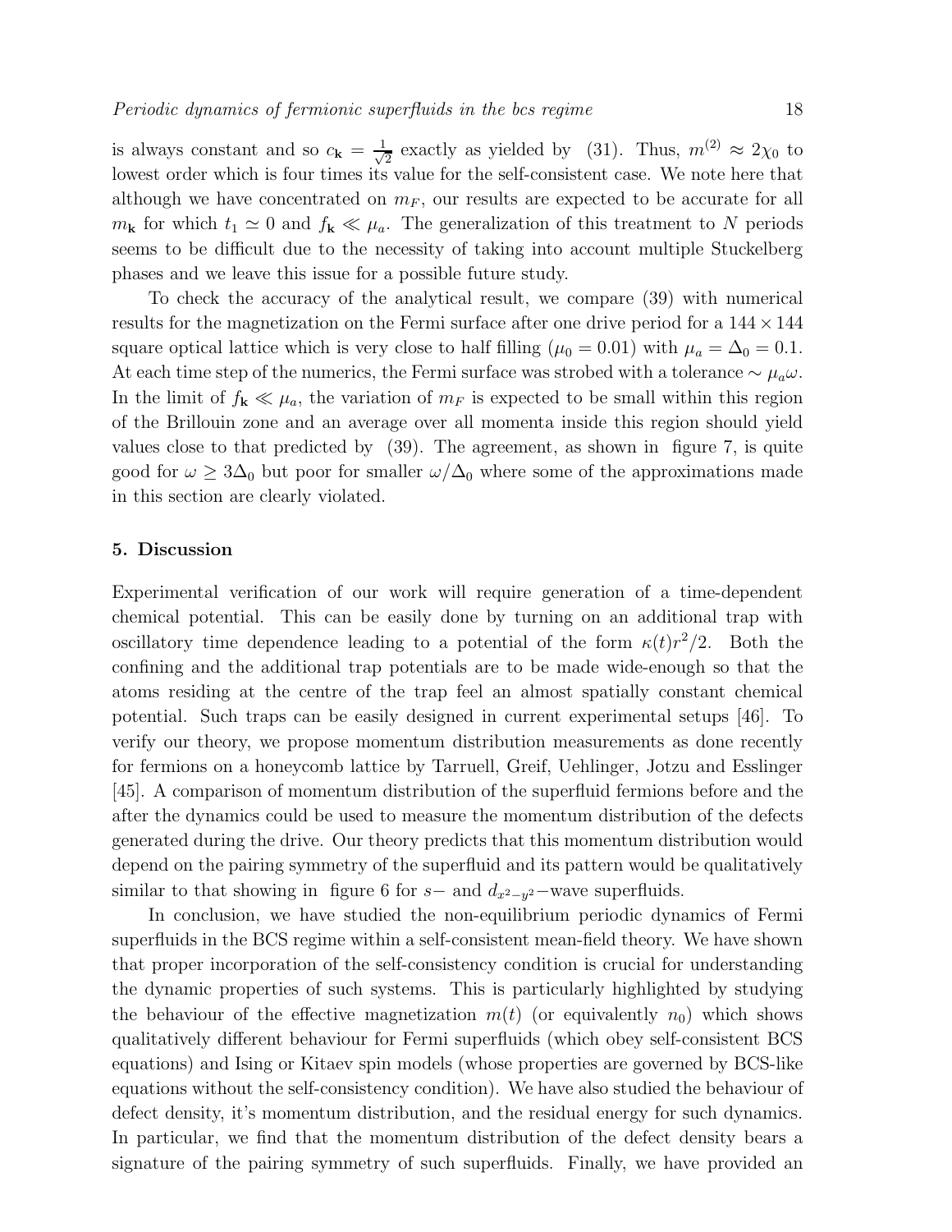is always constant and so $c_{\mathbf{k}} = \frac{1}{\sqrt{2}}$ exactly as yielded by (31). Thus, $m^{(2)} \approx 2\chi_0$ to lowest order which is four times its value for the self-consistent case. We note here that although we have concentrated on $m_F$, our results are expected to be accurate for all $m_{\mathbf{k}}$ for which $t_1 \simeq 0$ and $f_{\mathbf{k}} \ll \mu_a$. The generalization of this treatment to $N$ periods seems to be difficult due to the necessity of taking into account multiple Stuckelberg phases and we leave this issue for a possible future study.

To check the accuracy of the analytical result, we compare (39) with numerical results for the magnetization on the Fermi surface after one drive period for a $144 \times 144$ square optical lattice which is very close to half filling ($\mu_0 = 0.01$) with $\mu_a = \Delta_0 = 0.1$. At each time step of the numerics, the Fermi surface was strobed with a tolerance $\sim \mu_a \omega$. In the limit of $f_{\mathbf{k}} \ll \mu_a$, the variation of $m_F$ is expected to be small within this region of the Brillouin zone and an average over all momenta inside this region should yield values close to that predicted by (39). The agreement, as shown in figure 7, is quite good for $\omega \geq 3\Delta_0$ but poor for smaller $\omega/\Delta_0$ where some of the approximations made in this section are clearly violated.

## 5. Discussion

Experimental verification of our work will require generation of a time-dependent chemical potential. This can be easily done by turning on an additional trap with oscillatory time dependence leading to a potential of the form $\kappa(t)r^2/2$. Both the confining and the additional trap potentials are to be made wide-enough so that the atoms residing at the centre of the trap feel an almost spatially constant chemical potential. Such traps can be easily designed in current experimental setups [46]. To verify our theory, we propose momentum distribution measurements as done recently for fermions on a honeycomb lattice by Tarruell, Greif, Uehlinger, Jotzu and Esslinger [45]. A comparison of momentum distribution of the superfluid fermions before and the after the dynamics could be used to measure the momentum distribution of the defects generated during the drive. Our theory predicts that this momentum distribution would depend on the pairing symmetry of the superfluid and its pattern would be qualitatively similar to that showing in figure 6 for $s-$ and $d_{x^2-y^2}-$wave superfluids.

In conclusion, we have studied the non-equilibrium periodic dynamics of Fermi superfluids in the BCS regime within a self-consistent mean-field theory. We have shown that proper incorporation of the self-consistency condition is crucial for understanding the dynamic properties of such systems. This is particularly highlighted by studying the behaviour of the effective magnetization $m(t)$ (or equivalently $n_0$) which shows qualitatively different behaviour for Fermi superfluids (which obey self-consistent BCS equations) and Ising or Kitaev spin models (whose properties are governed by BCS-like equations without the self-consistency condition). We have also studied the behaviour of defect density, it's momentum distribution, and the residual energy for such dynamics. In particular, we find that the momentum distribution of the defect density bears a signature of the pairing symmetry of such superfluids. Finally, we have provided an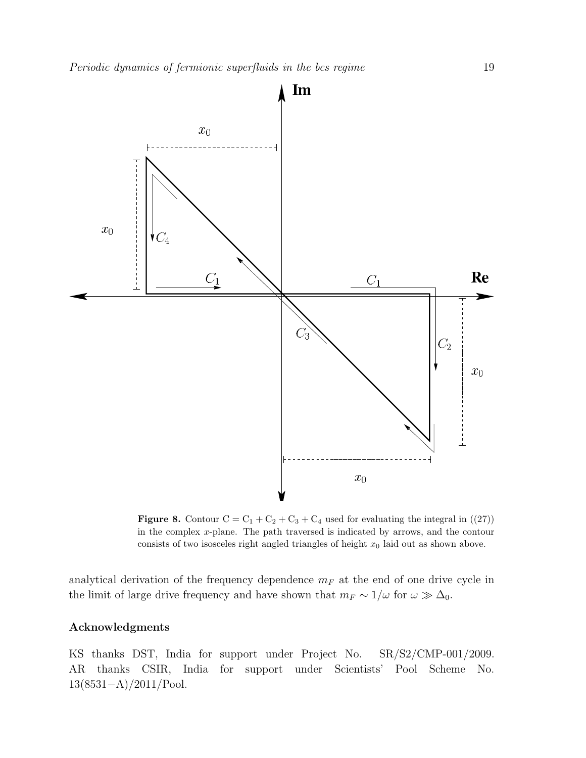**Figure 8.** Contour $C = C_1 + C_2 + C_3 + C_4$ used for evaluating the integral in ((27)) in the complex $x$-plane. The path traversed is indicated by arrows, and the contour consists of two isosceles right angled triangles of height $x_0$ laid out as shown above.

analytical derivation of the frequency dependence $m_F$ at the end of one drive cycle in the limit of large drive frequency and have shown that $m_F \sim 1/\omega$ for $\omega \gg \Delta_0$.

## Acknowledgments

KS thanks DST, India for support under Project No. SR/S2/CMP-001/2009. AR thanks CSIR, India for support under Scientists' Pool Scheme No. 13(8531−A)/2011/Pool.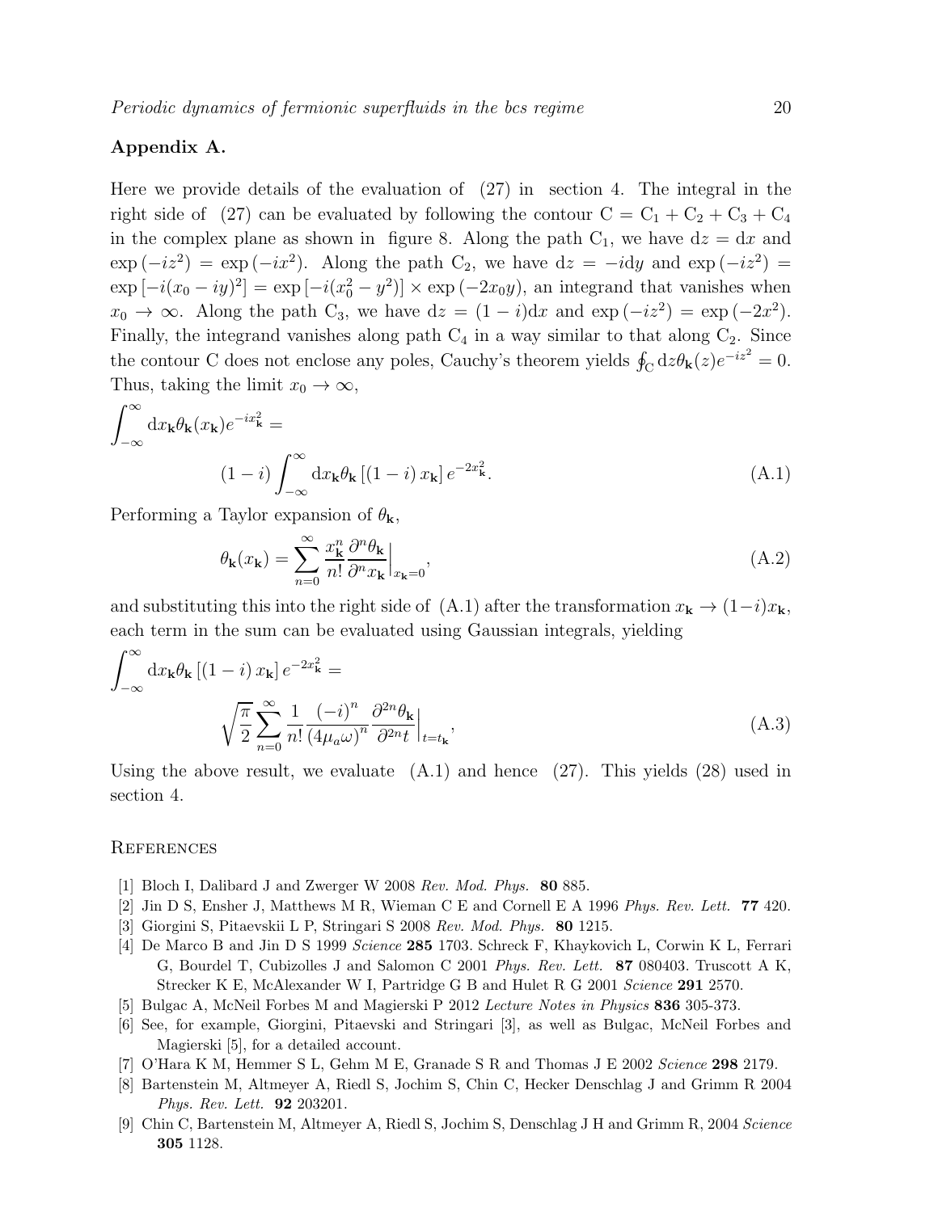## Appendix A.

Here we provide details of the evaluation of (27) in section 4. The integral in the right side of (27) can be evaluated by following the contour $\mathrm{C} = \mathrm{C}_1 + \mathrm{C}_2 + \mathrm{C}_3 + \mathrm{C}_4$ in the complex plane as shown in figure 8. Along the path $\mathrm{C}_1$, we have $\mathrm{d}z = \mathrm{d}x$ and $\exp(-iz^2) = \exp(-ix^2)$. Along the path $\mathrm{C}_2$, we have $\mathrm{d}z = -i\mathrm{d}y$ and $\exp(-iz^2) = \exp[-i(x_0 - iy)^2] = \exp[-i(x_0^2 - y^2)] \times \exp(-2x_0 y)$, an integrand that vanishes when $x_0 \to \infty$. Along the path $\mathrm{C}_3$, we have $\mathrm{d}z = (1-i)\mathrm{d}x$ and $\exp(-iz^2) = \exp(-2x^2)$. Finally, the integrand vanishes along path $\mathrm{C}_4$ in a way similar to that along $\mathrm{C}_2$. Since the contour C does not enclose any poles, Cauchy's theorem yields $\oint_{\mathrm{C}} \mathrm{d}z\theta_{\mathbf{k}}(z)e^{-iz^2} = 0$. Thus, taking the limit $x_0 \to \infty$,

$$\int_{-\infty}^{\infty} \mathrm{d}x_{\mathbf{k}}\theta_{\mathbf{k}}(x_{\mathbf{k}})e^{-ix_{\mathbf{k}}^2} = (1-i)\int_{-\infty}^{\infty} \mathrm{d}x_{\mathbf{k}}\theta_{\mathbf{k}}\left[(1-i)\,x_{\mathbf{k}}\right]e^{-2x_{\mathbf{k}}^2}. \tag{A.1}$$

Performing a Taylor expansion of $\theta_{\mathbf{k}}$,

$$\theta_{\mathbf{k}}(x_{\mathbf{k}}) = \sum_{n=0}^{\infty} \frac{x_{\mathbf{k}}^n}{n!}\frac{\partial^n \theta_{\mathbf{k}}}{\partial^n x_{\mathbf{k}}}\Big|_{x_{\mathbf{k}}=0}, \tag{A.2}$$

and substituting this into the right side of (A.1) after the transformation $x_{\mathbf{k}} \to (1-i)x_{\mathbf{k}}$, each term in the sum can be evaluated using Gaussian integrals, yielding

$$\int_{-\infty}^{\infty} \mathrm{d}x_{\mathbf{k}}\theta_{\mathbf{k}}\left[(1-i)\,x_{\mathbf{k}}\right]e^{-2x_{\mathbf{k}}^2} = \sqrt{\frac{\pi}{2}}\sum_{n=0}^{\infty}\frac{1}{n!}\frac{(-i)^n}{(4\mu_a\omega)^n}\frac{\partial^{2n}\theta_{\mathbf{k}}}{\partial^{2n}t}\Big|_{t=t_{\mathbf{k}}}, \tag{A.3}$$

Using the above result, we evaluate (A.1) and hence (27). This yields (28) used in section 4.

## References

[1] Bloch I, Dalibard J and Zwerger W 2008 *Rev. Mod. Phys.* **80** 885.

[2] Jin D S, Ensher J, Matthews M R, Wieman C E and Cornell E A 1996 *Phys. Rev. Lett.* **77** 420.

[3] Giorgini S, Pitaevskii L P, Stringari S 2008 *Rev. Mod. Phys.* **80** 1215.

[4] De Marco B and Jin D S 1999 *Science* **285** 1703. Schreck F, Khaykovich L, Corwin K L, Ferrari G, Bourdel T, Cubizolles J and Salomon C 2001 *Phys. Rev. Lett.* **87** 080403. Truscott A K, Strecker K E, McAlexander W I, Partridge G B and Hulet R G 2001 *Science* **291** 2570.

[5] Bulgac A, McNeil Forbes M and Magierski P 2012 *Lecture Notes in Physics* **836** 305-373.

[6] See, for example, Giorgini, Pitaevski and Stringari [3], as well as Bulgac, McNeil Forbes and Magierski [5], for a detailed account.

[7] O'Hara K M, Hemmer S L, Gehm M E, Granade S R and Thomas J E 2002 *Science* **298** 2179.

[8] Bartenstein M, Altmeyer A, Riedl S, Jochim S, Chin C, Hecker Denschlag J and Grimm R 2004 *Phys. Rev. Lett.* **92** 203201.

[9] Chin C, Bartenstein M, Altmeyer A, Riedl S, Jochim S, Denschlag J H and Grimm R, 2004 *Science* **305** 1128.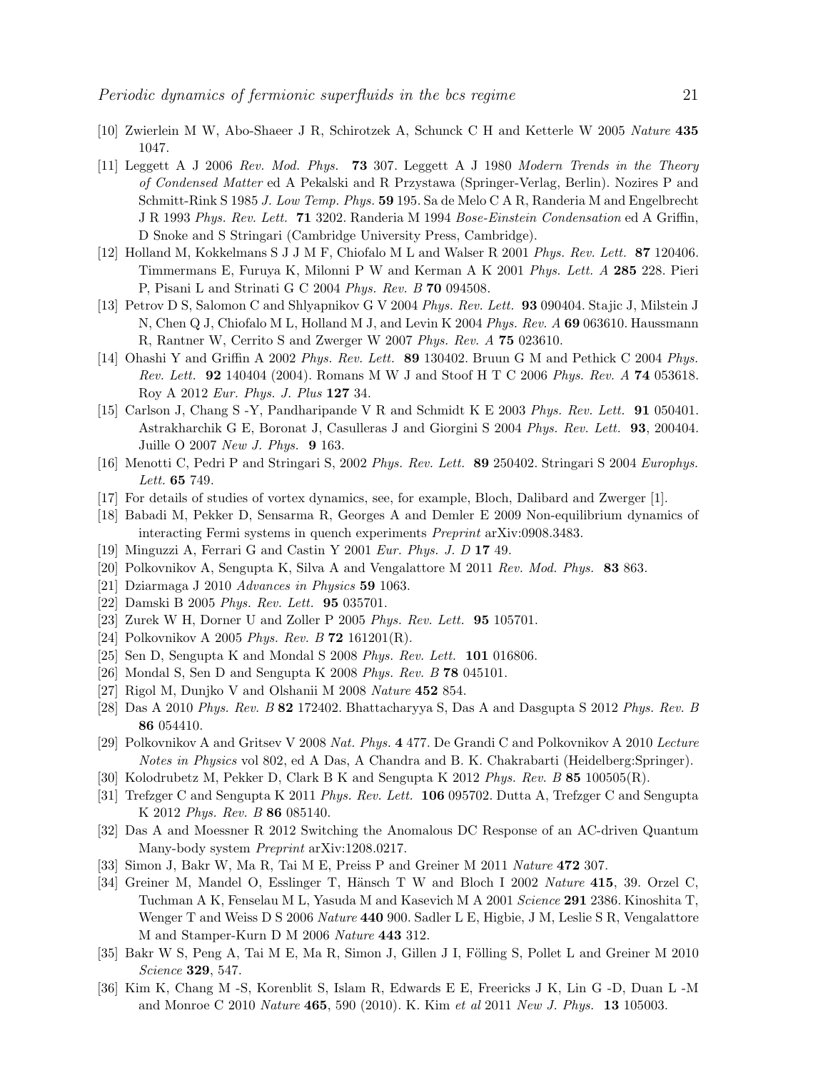[10] Zwierlein M W, Abo-Shaeer J R, Schirotzek A, Schunck C H and Ketterle W 2005 *Nature* **435** 1047.

[11] Leggett A J 2006 *Rev. Mod. Phys.* **73** 307. Leggett A J 1980 *Modern Trends in the Theory of Condensed Matter* ed A Pekalski and R Przystawa (Springer-Verlag, Berlin). Nozires P and Schmitt-Rink S 1985 *J. Low Temp. Phys.* **59** 195. Sa de Melo C A R, Randeria M and Engelbrecht J R 1993 *Phys. Rev. Lett.* **71** 3202. Randeria M 1994 *Bose-Einstein Condensation* ed A Griffin, D Snoke and S Stringari (Cambridge University Press, Cambridge).

[12] Holland M, Kokkelmans S J J M F, Chiofalo M L and Walser R 2001 *Phys. Rev. Lett.* **87** 120406. Timmermans E, Furuya K, Milonni P W and Kerman A K 2001 *Phys. Lett. A* **285** 228. Pieri P, Pisani L and Strinati G C 2004 *Phys. Rev. B* **70** 094508.

[13] Petrov D S, Salomon C and Shlyapnikov G V 2004 *Phys. Rev. Lett.* **93** 090404. Stajic J, Milstein J N, Chen Q J, Chiofalo M L, Holland M J, and Levin K 2004 *Phys. Rev. A* **69** 063610. Haussmann R, Rantner W, Cerrito S and Zwerger W 2007 *Phys. Rev. A* **75** 023610.

[14] Ohashi Y and Griffin A 2002 *Phys. Rev. Lett.* **89** 130402. Bruun G M and Pethick C 2004 *Phys. Rev. Lett.* **92** 140404 (2004). Romans M W J and Stoof H T C 2006 *Phys. Rev. A* **74** 053618. Roy A 2012 *Eur. Phys. J. Plus* **127** 34.

[15] Carlson J, Chang S -Y, Pandharipande V R and Schmidt K E 2003 *Phys. Rev. Lett.* **91** 050401. Astrakharchik G E, Boronat J, Casulleras J and Giorgini S 2004 *Phys. Rev. Lett.* **93**, 200404. Juille O 2007 *New J. Phys.* **9** 163.

[16] Menotti C, Pedri P and Stringari S, 2002 *Phys. Rev. Lett.* **89** 250402. Stringari S 2004 *Europhys. Lett.* **65** 749.

[17] For details of studies of vortex dynamics, see, for example, Bloch, Dalibard and Zwerger [1].

[18] Babadi M, Pekker D, Sensarma R, Georges A and Demler E 2009 Non-equilibrium dynamics of interacting Fermi systems in quench experiments *Preprint* arXiv:0908.3483.

[19] Minguzzi A, Ferrari G and Castin Y 2001 *Eur. Phys. J. D* **17** 49.

[20] Polkovnikov A, Sengupta K, Silva A and Vengalattore M 2011 *Rev. Mod. Phys.* **83** 863.

[21] Dziarmaga J 2010 *Advances in Physics* **59** 1063.

[22] Damski B 2005 *Phys. Rev. Lett.* **95** 035701.

[23] Zurek W H, Dorner U and Zoller P 2005 *Phys. Rev. Lett.* **95** 105701.

[24] Polkovnikov A 2005 *Phys. Rev. B* **72** 161201(R).

[25] Sen D, Sengupta K and Mondal S 2008 *Phys. Rev. Lett.* **101** 016806.

[26] Mondal S, Sen D and Sengupta K 2008 *Phys. Rev. B* **78** 045101.

[27] Rigol M, Dunjko V and Olshanii M 2008 *Nature* **452** 854.

[28] Das A 2010 *Phys. Rev. B* **82** 172402. Bhattacharyya S, Das A and Dasgupta S 2012 *Phys. Rev. B* **86** 054410.

[29] Polkovnikov A and Gritsev V 2008 *Nat. Phys.* **4** 477. De Grandi C and Polkovnikov A 2010 *Lecture Notes in Physics* vol 802, ed A Das, A Chandra and B. K. Chakrabarti (Heidelberg:Springer).

[30] Kolodrubetz M, Pekker D, Clark B K and Sengupta K 2012 *Phys. Rev. B* **85** 100505(R).

[31] Trefzger C and Sengupta K 2011 *Phys. Rev. Lett.* **106** 095702. Dutta A, Trefzger C and Sengupta K 2012 *Phys. Rev. B* **86** 085140.

[32] Das A and Moessner R 2012 Switching the Anomalous DC Response of an AC-driven Quantum Many-body system *Preprint* arXiv:1208.0217.

[33] Simon J, Bakr W, Ma R, Tai M E, Preiss P and Greiner M 2011 *Nature* **472** 307.

[34] Greiner M, Mandel O, Esslinger T, Hänsch T W and Bloch I 2002 *Nature* **415**, 39. Orzel C, Tuchman A K, Fenselau M L, Yasuda M and Kasevich M A 2001 *Science* **291** 2386. Kinoshita T, Wenger T and Weiss D S 2006 *Nature* **440** 900. Sadler L E, Higbie, J M, Leslie S R, Vengalattore M and Stamper-Kurn D M 2006 *Nature* **443** 312.

[35] Bakr W S, Peng A, Tai M E, Ma R, Simon J, Gillen J I, Fölling S, Pollet L and Greiner M 2010 *Science* **329**, 547.

[36] Kim K, Chang M -S, Korenblit S, Islam R, Edwards E E, Freericks J K, Lin G -D, Duan L -M and Monroe C 2010 *Nature* **465**, 590 (2010). K. Kim *et al* 2011 *New J. Phys.* **13** 105003.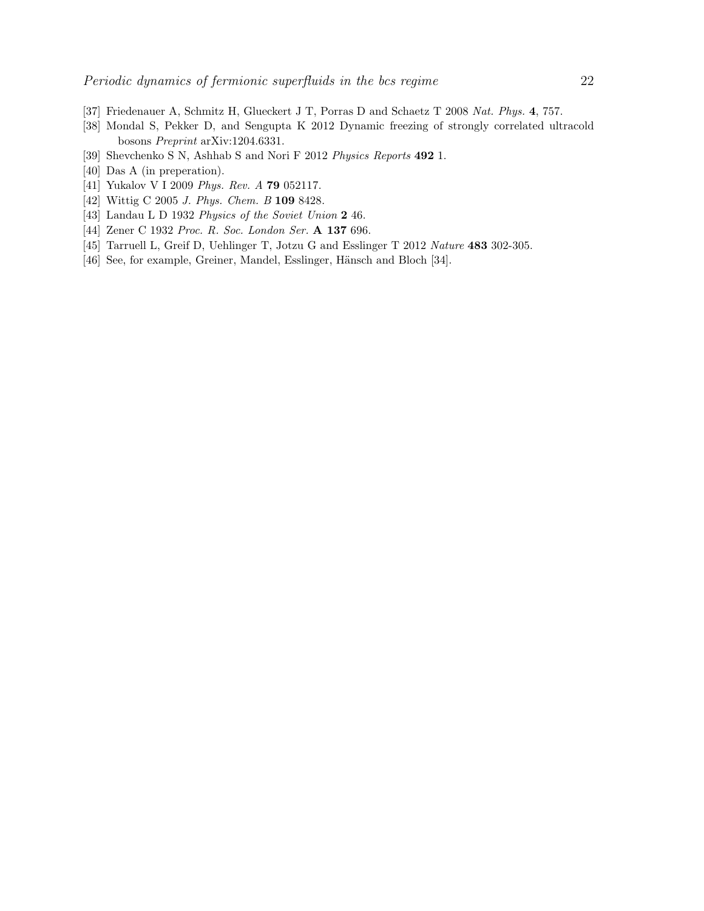[37] Friedenauer A, Schmitz H, Glueckert J T, Porras D and Schaetz T 2008 *Nat. Phys.* **4**, 757.

[38] Mondal S, Pekker D, and Sengupta K 2012 Dynamic freezing of strongly correlated ultracold bosons *Preprint* arXiv:1204.6331.

[39] Shevchenko S N, Ashhab S and Nori F 2012 *Physics Reports* **492** 1.

[40] Das A (in preperation).

[41] Yukalov V I 2009 *Phys. Rev. A* **79** 052117.

[42] Wittig C 2005 *J. Phys. Chem. B* **109** 8428.

[43] Landau L D 1932 *Physics of the Soviet Union* **2** 46.

[44] Zener C 1932 *Proc. R. Soc. London Ser.* **A 137** 696.

[45] Tarruell L, Greif D, Uehlinger T, Jotzu G and Esslinger T 2012 *Nature* **483** 302-305.

[46] See, for example, Greiner, Mandel, Esslinger, Hänsch and Bloch [34].